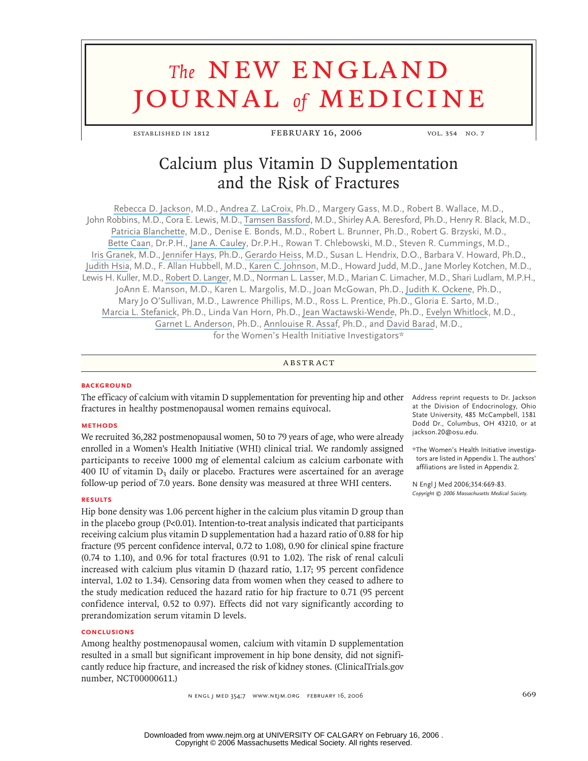# Calcium plus Vitamin D Supplementation and the Risk of Fractures

Rebecca D. Jackson, M.D., Andrea Z. LaCroix, Ph.D., Margery Gass, M.D., Robert B. Wallace, M.D., John Robbins, M.D., Cora E. Lewis, M.D., Tamsen Bassford, M.D., Shirley A.A. Beresford, Ph.D., Henry R. Black, M.D., Patricia Blanchette, M.D., Denise E. Bonds, M.D., Robert L. Brunner, Ph.D., Robert G. Brzyski, M.D., Bette Caan, Dr.P.H., Jane A. Cauley, Dr.P.H., Rowan T. Chlebowski, M.D., Steven R. Cummings, M.D., Iris Granek, M.D., Jennifer Hays, Ph.D., Gerardo Heiss, M.D., Susan L. Hendrix, D.O., Barbara V. Howard, Ph.D., Judith Hsia, M.D., F. Allan Hubbell, M.D., Karen C. Johnson, M.D., Howard Judd, M.D., Jane Morley Kotchen, M.D., Lewis H. Kuller, M.D., Robert D. Langer, M.D., Norman L. Lasser, M.D., Marian C. Limacher, M.D., Shari Ludlam, M.P.H., JoAnn E. Manson, M.D., Karen L. Margolis, M.D., Joan McGowan, Ph.D., Judith K. Ockene, Ph.D., Mary Jo O'Sullivan, M.D., Lawrence Phillips, M.D., Ross L. Prentice, Ph.D., Gloria E. Sarto, M.D., Marcia L. Stefanick, Ph.D., Linda Van Horn, Ph.D., Jean Wactawski-Wende, Ph.D., Evelyn Whitlock, M.D., Garnet L. Anderson, Ph.D., Annlouise R. Assaf, Ph.D., and David Barad, M.D., for the Women's Health Initiative Investigators*

## ABSTRACT

### BACKGROUND

The efficacy of calcium with vitamin D supplementation for preventing hip and other fractures in healthy postmenopausal women remains equivocal.

### METHODS

We recruited 36,282 postmenopausal women, 50 to 79 years of age, who were already enrolled in a Women's Health Initiative (WHI) clinical trial. We randomly assigned participants to receive 1000 mg of elemental calcium as calcium carbonate with 400 IU of vitamin $D_3$ daily or placebo. Fractures were ascertained for an average follow-up period of 7.0 years. Bone density was measured at three WHI centers.

### RESULTS

Hip bone density was 1.06 percent higher in the calcium plus vitamin D group than in the placebo group ($P<0.01$). Intention-to-treat analysis indicated that participants receiving calcium plus vitamin D supplementation had a hazard ratio of 0.88 for hip fracture (95 percent confidence interval, 0.72 to 1.08), 0.90 for clinical spine fracture (0.74 to 1.10), and 0.96 for total fractures (0.91 to 1.02). The risk of renal calculi increased with calcium plus vitamin D (hazard ratio, 1.17; 95 percent confidence interval, 1.02 to 1.34). Censoring data from women when they ceased to adhere to the study medication reduced the hazard ratio for hip fracture to 0.71 (95 percent confidence interval, 0.52 to 0.97). Effects did not vary significantly according to prerandomization serum vitamin D levels.

### CONCLUSIONS

Among healthy postmenopausal women, calcium with vitamin D supplementation resulted in a small but significant improvement in hip bone density, did not significantly reduce hip fracture, and increased the risk of kidney stones. (ClinicalTrials.gov number, NCT00000611.)

Address reprint requests to Dr. Jackson at the Division of Endocrinology, Ohio State University, 485 McCampbell, 1581 Dodd Dr., Columbus, OH 43210, or at jackson.20@osu.edu.

*The Women's Health Initiative investigators are listed in Appendix 1. The authors' affiliations are listed in Appendix 2.

N Engl J Med 2006;354:669-83.
*Copyright © 2006 Massachusetts Medical Society.*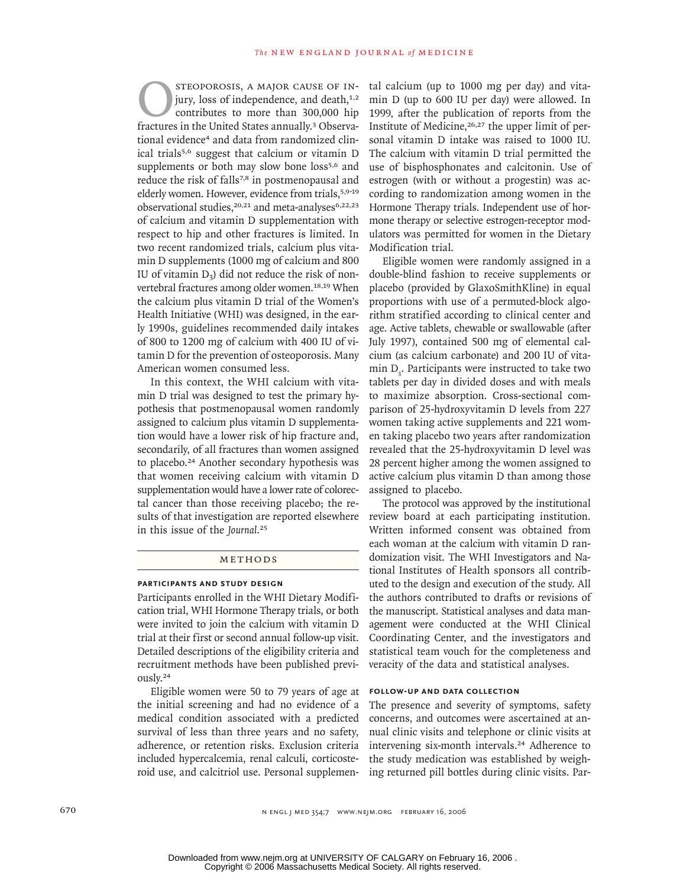Osteoporosis, a major cause of injury, loss of independence, and death,[1,2] contributes to more than 300,000 hip fractures in the United States annually.[3] Observational evidence[4] and data from randomized clinical trials[5,6] suggest that calcium or vitamin D supplements or both may slow bone loss[5,6] and reduce the risk of falls[7,8] in postmenopausal and elderly women. However, evidence from trials,[5,9-19] observational studies,[20,21] and meta-analyses[6,22,23] of calcium and vitamin D supplementation with respect to hip and other fractures is limited. In two recent randomized trials, calcium plus vitamin D supplements (1000 mg of calcium and 800 IU of vitamin $D_3$) did not reduce the risk of nonvertebral fractures among older women.[18,19] When the calcium plus vitamin D trial of the Women's Health Initiative (WHI) was designed, in the early 1990s, guidelines recommended daily intakes of 800 to 1200 mg of calcium with 400 IU of vitamin D for the prevention of osteoporosis. Many American women consumed less.

In this context, the WHI calcium with vitamin D trial was designed to test the primary hypothesis that postmenopausal women randomly assigned to calcium plus vitamin D supplementation would have a lower risk of hip fracture and, secondarily, of all fractures than women assigned to placebo.[24] Another secondary hypothesis was that women receiving calcium with vitamin D supplementation would have a lower rate of colorectal cancer than those receiving placebo; the results of that investigation are reported elsewhere in this issue of the *Journal*.[25]

## Methods

### Participants and Study Design

Participants enrolled in the WHI Dietary Modification trial, WHI Hormone Therapy trials, or both were invited to join the calcium with vitamin D trial at their first or second annual follow-up visit. Detailed descriptions of the eligibility criteria and recruitment methods have been published previously.[24]

Eligible women were 50 to 79 years of age at the initial screening and had no evidence of a medical condition associated with a predicted survival of less than three years and no safety, adherence, or retention risks. Exclusion criteria included hypercalcemia, renal calculi, corticosteroid use, and calcitriol use. Personal supplemental calcium (up to 1000 mg per day) and vitamin D (up to 600 IU per day) were allowed. In 1999, after the publication of reports from the Institute of Medicine,[26,27] the upper limit of personal vitamin D intake was raised to 1000 IU. The calcium with vitamin D trial permitted the use of bisphosphonates and calcitonin. Use of estrogen (with or without a progestin) was according to randomization among women in the Hormone Therapy trials. Independent use of hormone therapy or selective estrogen-receptor modulators was permitted for women in the Dietary Modification trial.

Eligible women were randomly assigned in a double-blind fashion to receive supplements or placebo (provided by GlaxoSmithKline) in equal proportions with use of a permuted-block algorithm stratified according to clinical center and age. Active tablets, chewable or swallowable (after July 1997), contained 500 mg of elemental calcium (as calcium carbonate) and 200 IU of vitamin $D_3$. Participants were instructed to take two tablets per day in divided doses and with meals to maximize absorption. Cross-sectional comparison of 25-hydroxyvitamin D levels from 227 women taking active supplements and 221 women taking placebo two years after randomization revealed that the 25-hydroxyvitamin D level was 28 percent higher among the women assigned to active calcium plus vitamin D than among those assigned to placebo.

The protocol was approved by the institutional review board at each participating institution. Written informed consent was obtained from each woman at the calcium with vitamin D randomization visit. The WHI Investigators and National Institutes of Health sponsors all contributed to the design and execution of the study. All the authors contributed to drafts or revisions of the manuscript. Statistical analyses and data management were conducted at the WHI Clinical Coordinating Center, and the investigators and statistical team vouch for the completeness and veracity of the data and statistical analyses.

### Follow-up and Data Collection

The presence and severity of symptoms, safety concerns, and outcomes were ascertained at annual clinic visits and telephone or clinic visits at intervening six-month intervals.[24] Adherence to the study medication was established by weighing returned pill bottles during clinic visits. Par-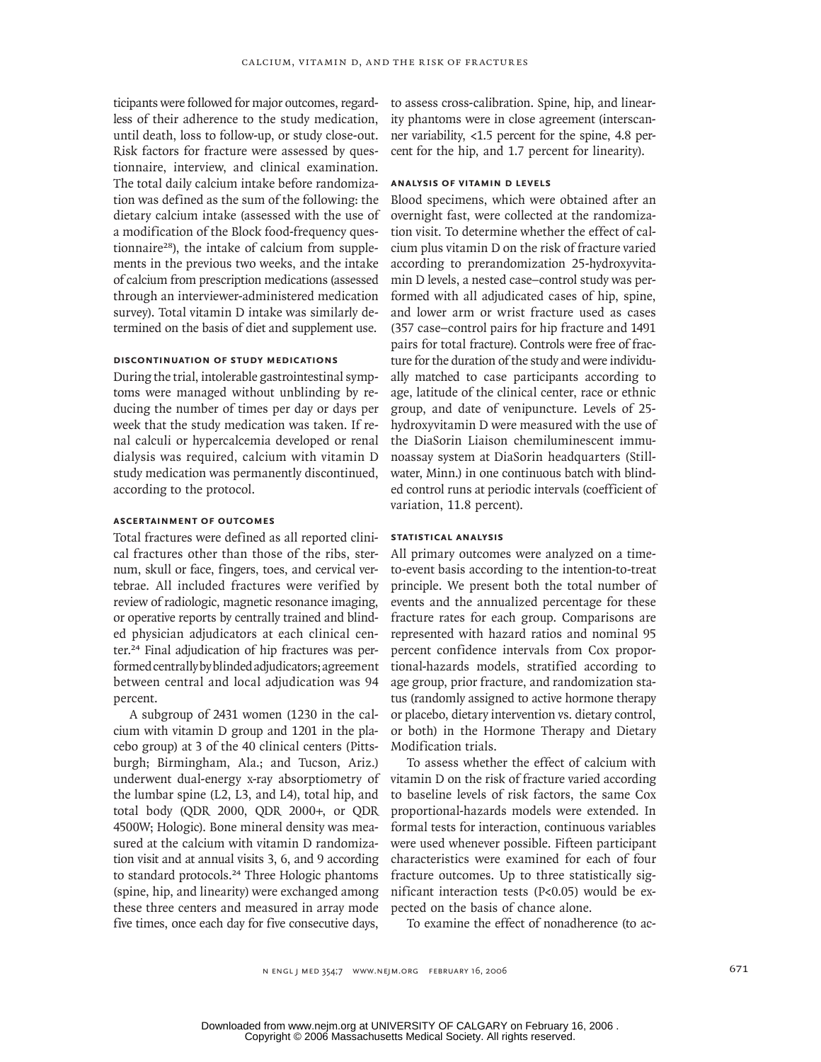ticipants were followed for major outcomes, regardless of their adherence to the study medication, until death, loss to follow-up, or study close-out. Risk factors for fracture were assessed by questionnaire, interview, and clinical examination. The total daily calcium intake before randomization was defined as the sum of the following: the dietary calcium intake (assessed with the use of a modification of the Block food-frequency questionnaire[28]), the intake of calcium from supplements in the previous two weeks, and the intake of calcium from prescription medications (assessed through an interviewer-administered medication survey). Total vitamin D intake was similarly determined on the basis of diet and supplement use.

### DISCONTINUATION OF STUDY MEDICATIONS

During the trial, intolerable gastrointestinal symptoms were managed without unblinding by reducing the number of times per day or days per week that the study medication was taken. If renal calculi or hypercalcemia developed or renal dialysis was required, calcium with vitamin D study medication was permanently discontinued, according to the protocol.

### ASCERTAINMENT OF OUTCOMES

Total fractures were defined as all reported clinical fractures other than those of the ribs, sternum, skull or face, fingers, toes, and cervical vertebrae. All included fractures were verified by review of radiologic, magnetic resonance imaging, or operative reports by centrally trained and blinded physician adjudicators at each clinical center.[24] Final adjudication of hip fractures was performed centrally by blinded adjudicators; agreement between central and local adjudication was 94 percent.

A subgroup of 2431 women (1230 in the calcium with vitamin D group and 1201 in the placebo group) at 3 of the 40 clinical centers (Pittsburgh; Birmingham, Ala.; and Tucson, Ariz.) underwent dual-energy x-ray absorptiometry of the lumbar spine (L2, L3, and L4), total hip, and total body (QDR 2000, QDR 2000+, or QDR 4500W; Hologic). Bone mineral density was measured at the calcium with vitamin D randomization visit and at annual visits 3, 6, and 9 according to standard protocols.[24] Three Hologic phantoms (spine, hip, and linearity) were exchanged among these three centers and measured in array mode five times, once each day for five consecutive days, to assess cross-calibration. Spine, hip, and linearity phantoms were in close agreement (interscanner variability, <1.5 percent for the spine, 4.8 percent for the hip, and 1.7 percent for linearity).

### ANALYSIS OF VITAMIN D LEVELS

Blood specimens, which were obtained after an overnight fast, were collected at the randomization visit. To determine whether the effect of calcium plus vitamin D on the risk of fracture varied according to prerandomization 25-hydroxyvitamin D levels, a nested case–control study was performed with all adjudicated cases of hip, spine, and lower arm or wrist fracture used as cases (357 case–control pairs for hip fracture and 1491 pairs for total fracture). Controls were free of fracture for the duration of the study and were individually matched to case participants according to age, latitude of the clinical center, race or ethnic group, and date of venipuncture. Levels of 25-hydroxyvitamin D were measured with the use of the DiaSorin Liaison chemiluminescent immunoassay system at DiaSorin headquarters (Stillwater, Minn.) in one continuous batch with blinded control runs at periodic intervals (coefficient of variation, 11.8 percent).

### STATISTICAL ANALYSIS

All primary outcomes were analyzed on a time-to-event basis according to the intention-to-treat principle. We present both the total number of events and the annualized percentage for these fracture rates for each group. Comparisons are represented with hazard ratios and nominal 95 percent confidence intervals from Cox proportional-hazards models, stratified according to age group, prior fracture, and randomization status (randomly assigned to active hormone therapy or placebo, dietary intervention vs. dietary control, or both) in the Hormone Therapy and Dietary Modification trials.

To assess whether the effect of calcium with vitamin D on the risk of fracture varied according to baseline levels of risk factors, the same Cox proportional-hazards models were extended. In formal tests for interaction, continuous variables were used whenever possible. Fifteen participant characteristics were examined for each of four fracture outcomes. Up to three statistically significant interaction tests ($P<0.05$) would be expected on the basis of chance alone.

To examine the effect of nonadherence (to ac-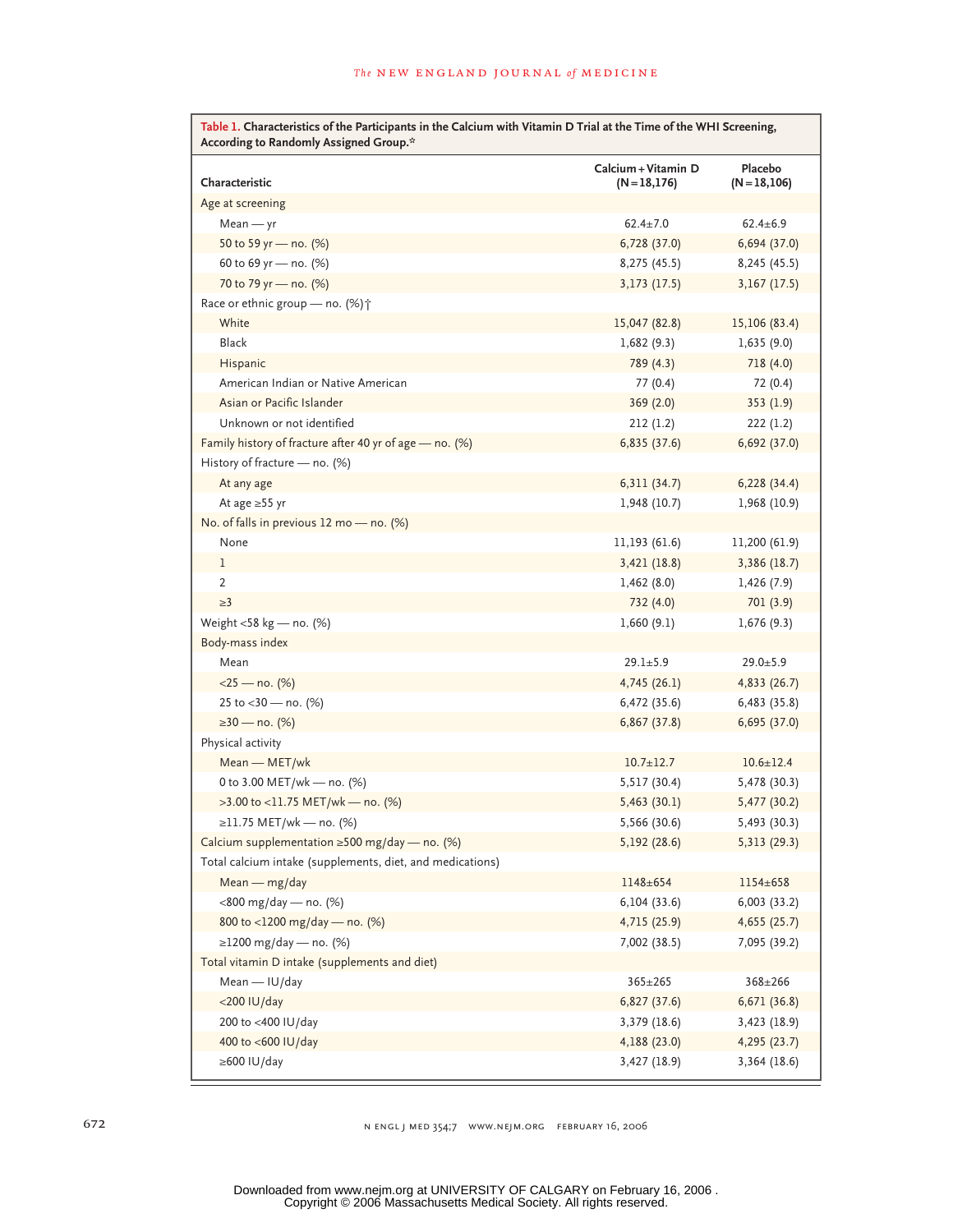**Table 1. Characteristics of the Participants in the Calcium with Vitamin D Trial at the Time of the WHI Screening, According to Randomly Assigned Group.***

| Characteristic | Calcium+Vitamin D (N=18,176) | Placebo (N=18,106) |
|---|---|---|
| Age at screening | | |
| Mean — yr | 62.4±7.0 | 62.4±6.9 |
| 50 to 59 yr — no. (%) | 6,728 (37.0) | 6,694 (37.0) |
| 60 to 69 yr — no. (%) | 8,275 (45.5) | 8,245 (45.5) |
| 70 to 79 yr — no. (%) | 3,173 (17.5) | 3,167 (17.5) |
| Race or ethnic group — no. (%)† | | |
| White | 15,047 (82.8) | 15,106 (83.4) |
| Black | 1,682 (9.3) | 1,635 (9.0) |
| Hispanic | 789 (4.3) | 718 (4.0) |
| American Indian or Native American | 77 (0.4) | 72 (0.4) |
| Asian or Pacific Islander | 369 (2.0) | 353 (1.9) |
| Unknown or not identified | 212 (1.2) | 222 (1.2) |
| Family history of fracture after 40 yr of age — no. (%) | 6,835 (37.6) | 6,692 (37.0) |
| History of fracture — no. (%) | | |
| At any age | 6,311 (34.7) | 6,228 (34.4) |
| At age ≥55 yr | 1,948 (10.7) | 1,968 (10.9) |
| No. of falls in previous 12 mo — no. (%) | | |
| None | 11,193 (61.6) | 11,200 (61.9) |
| 1 | 3,421 (18.8) | 3,386 (18.7) |
| 2 | 1,462 (8.0) | 1,426 (7.9) |
| ≥3 | 732 (4.0) | 701 (3.9) |
| Weight <58 kg — no. (%) | 1,660 (9.1) | 1,676 (9.3) |
| Body-mass index | | |
| Mean | 29.1±5.9 | 29.0±5.9 |
| <25 — no. (%) | 4,745 (26.1) | 4,833 (26.7) |
| 25 to <30 — no. (%) | 6,472 (35.6) | 6,483 (35.8) |
| ≥30 — no. (%) | 6,867 (37.8) | 6,695 (37.0) |
| Physical activity | | |
| Mean — MET/wk | 10.7±12.7 | 10.6±12.4 |
| 0 to 3.00 MET/wk — no. (%) | 5,517 (30.4) | 5,478 (30.3) |
| >3.00 to <11.75 MET/wk — no. (%) | 5,463 (30.1) | 5,477 (30.2) |
| ≥11.75 MET/wk — no. (%) | 5,566 (30.6) | 5,493 (30.3) |
| Calcium supplementation ≥500 mg/day — no. (%) | 5,192 (28.6) | 5,313 (29.3) |
| Total calcium intake (supplements, diet, and medications) | | |
| Mean — mg/day | 1148±654 | 1154±658 |
| <800 mg/day — no. (%) | 6,104 (33.6) | 6,003 (33.2) |
| 800 to <1200 mg/day — no. (%) | 4,715 (25.9) | 4,655 (25.7) |
| ≥1200 mg/day — no. (%) | 7,002 (38.5) | 7,095 (39.2) |
| Total vitamin D intake (supplements and diet) | | |
| Mean — IU/day | 365±265 | 368±266 |
| <200 IU/day | 6,827 (37.6) | 6,671 (36.8) |
| 200 to <400 IU/day | 3,379 (18.6) | 3,423 (18.9) |
| 400 to <600 IU/day | 4,188 (23.0) | 4,295 (23.7) |
| ≥600 IU/day | 3,427 (18.9) | 3,364 (18.6) |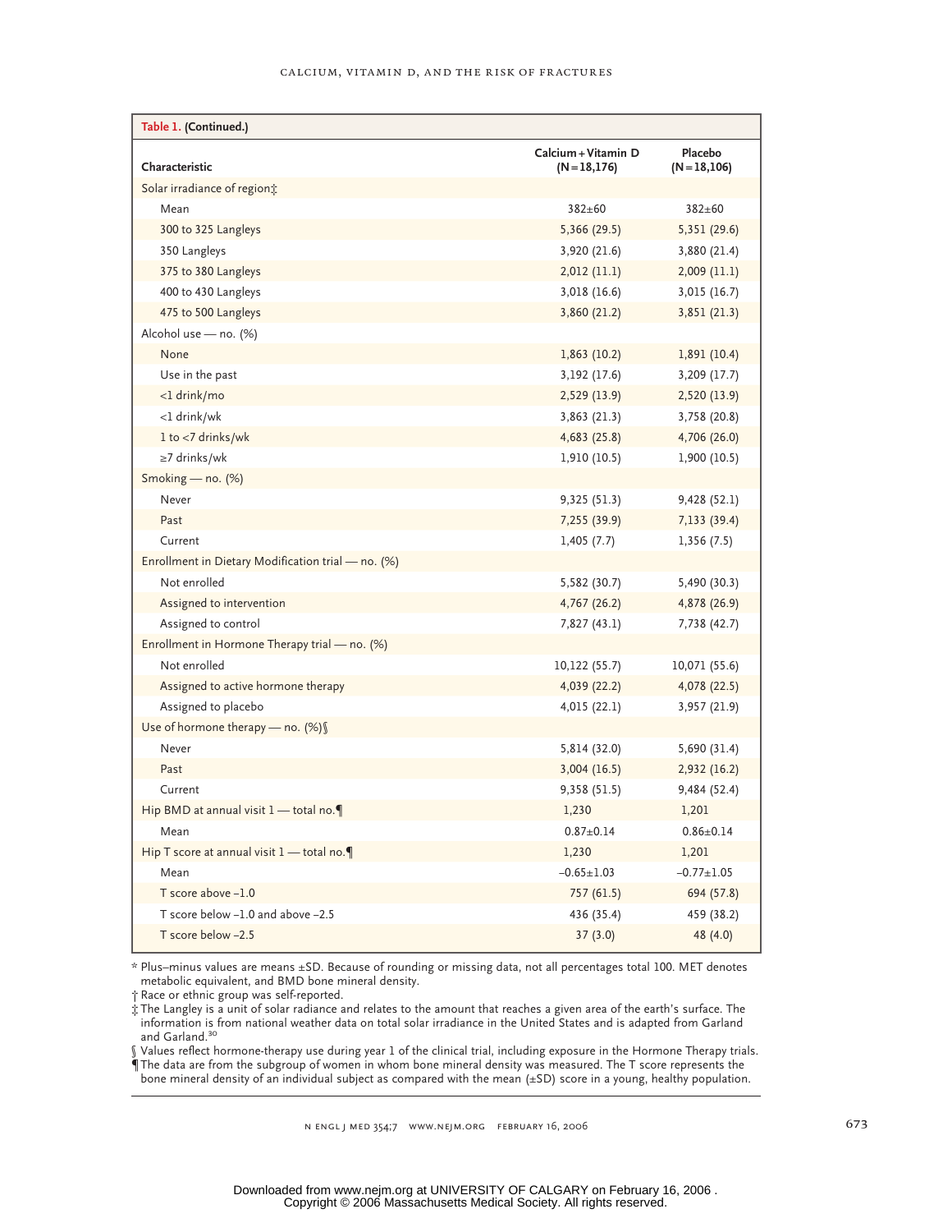**Table 1. (Continued.)**

| Characteristic | Calcium+Vitamin D (N=18,176) | Placebo (N=18,106) |
|---|---|---|
| Solar irradiance of region‡ | | |
| Mean | 382±60 | 382±60 |
| 300 to 325 Langleys | 5,366 (29.5) | 5,351 (29.6) |
| 350 Langleys | 3,920 (21.6) | 3,880 (21.4) |
| 375 to 380 Langleys | 2,012 (11.1) | 2,009 (11.1) |
| 400 to 430 Langleys | 3,018 (16.6) | 3,015 (16.7) |
| 475 to 500 Langleys | 3,860 (21.2) | 3,851 (21.3) |
| Alcohol use — no. (%) | | |
| None | 1,863 (10.2) | 1,891 (10.4) |
| Use in the past | 3,192 (17.6) | 3,209 (17.7) |
| <1 drink/mo | 2,529 (13.9) | 2,520 (13.9) |
| <1 drink/wk | 3,863 (21.3) | 3,758 (20.8) |
| 1 to <7 drinks/wk | 4,683 (25.8) | 4,706 (26.0) |
| ≥7 drinks/wk | 1,910 (10.5) | 1,900 (10.5) |
| Smoking — no. (%) | | |
| Never | 9,325 (51.3) | 9,428 (52.1) |
| Past | 7,255 (39.9) | 7,133 (39.4) |
| Current | 1,405 (7.7) | 1,356 (7.5) |
| Enrollment in Dietary Modification trial — no. (%) | | |
| Not enrolled | 5,582 (30.7) | 5,490 (30.3) |
| Assigned to intervention | 4,767 (26.2) | 4,878 (26.9) |
| Assigned to control | 7,827 (43.1) | 7,738 (42.7) |
| Enrollment in Hormone Therapy trial — no. (%) | | |
| Not enrolled | 10,122 (55.7) | 10,071 (55.6) |
| Assigned to active hormone therapy | 4,039 (22.2) | 4,078 (22.5) |
| Assigned to placebo | 4,015 (22.1) | 3,957 (21.9) |
| Use of hormone therapy — no. (%)§ | | |
| Never | 5,814 (32.0) | 5,690 (31.4) |
| Past | 3,004 (16.5) | 2,932 (16.2) |
| Current | 9,358 (51.5) | 9,484 (52.4) |
| Hip BMD at annual visit 1 — total no.¶ | 1,230 | 1,201 |
| Mean | 0.87±0.14 | 0.86±0.14 |
| Hip T score at annual visit 1 — total no.¶ | 1,230 | 1,201 |
| Mean | −0.65±1.03 | −0.77±1.05 |
| T score above −1.0 | 757 (61.5) | 694 (57.8) |
| T score below −1.0 and above −2.5 | 436 (35.4) | 459 (38.2) |
| T score below −2.5 | 37 (3.0) | 48 (4.0) |

\* Plus–minus values are means ±SD. Because of rounding or missing data, not all percentages total 100. MET denotes metabolic equivalent, and BMD bone mineral density.

† Race or ethnic group was self-reported.

‡ The Langley is a unit of solar radiance and relates to the amount that reaches a given area of the earth's surface. The information is from national weather data on total solar irradiance in the United States and is adapted from Garland and Garland.[30]

§ Values reflect hormone-therapy use during year 1 of the clinical trial, including exposure in the Hormone Therapy trials.

¶ The data are from the subgroup of women in whom bone mineral density was measured. The T score represents the bone mineral density of an individual subject as compared with the mean (±SD) score in a young, healthy population.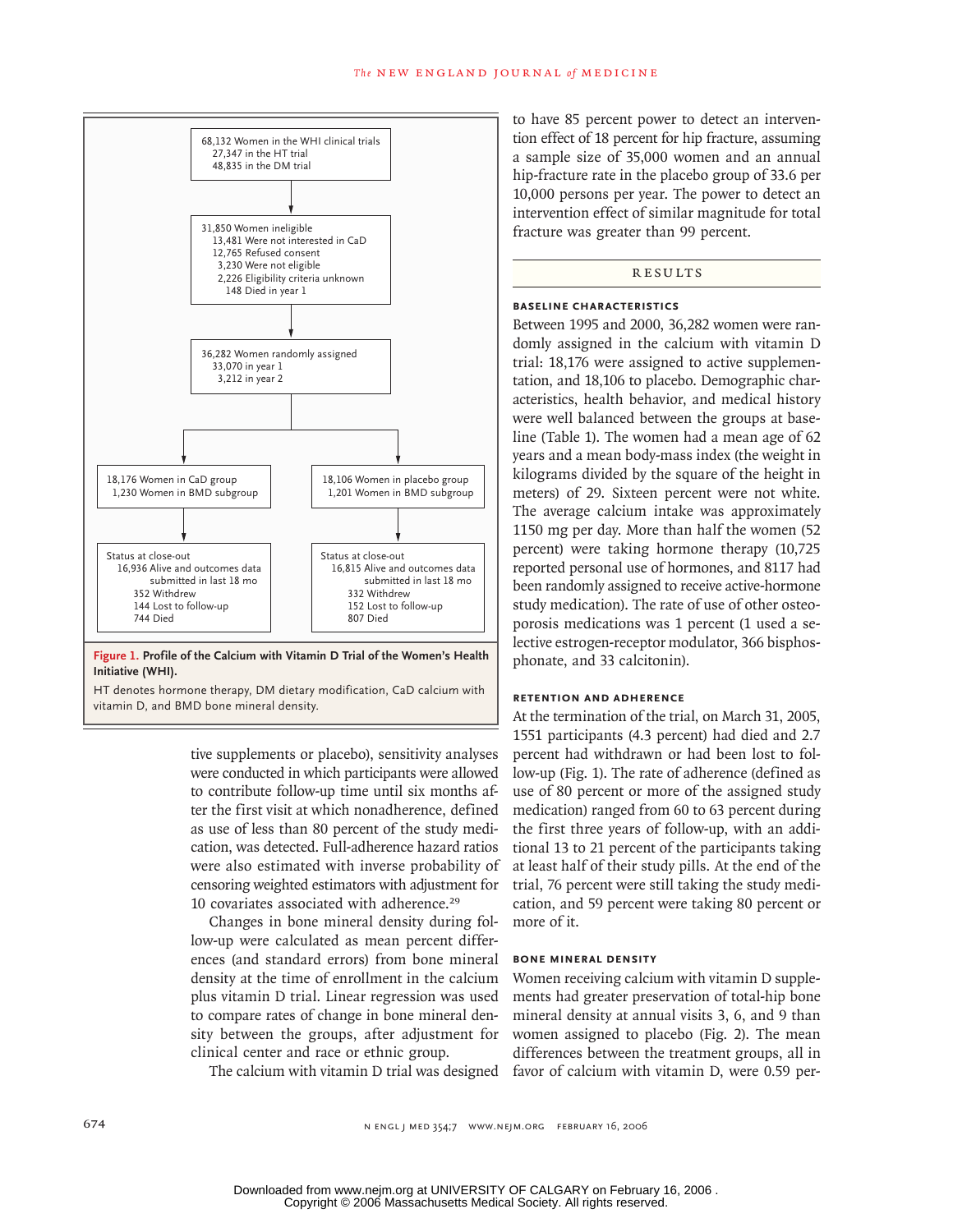68,132 Women in the WHI clinical trials
27,347 in the HT trial
48,835 in the DM trial

↓

31,850 Women ineligible
13,481 Were not interested in CaD
12,765 Refused consent
3,230 Were not eligible
2,226 Eligibility criteria unknown
148 Died in year 1

↓

36,282 Women randomly assigned
33,070 in year 1
3,212 in year 2

↓

| CaD group | Placebo group |
|---|---|
| 18,176 Women in CaD group; 1,230 Women in BMD subgroup | 18,106 Women in placebo group; 1,201 Women in BMD subgroup |
| Status at close-out: 16,936 Alive and outcomes data submitted in last 18 mo; 352 Withdrew; 144 Lost to follow-up; 744 Died | Status at close-out: 16,815 Alive and outcomes data submitted in last 18 mo; 332 Withdrew; 152 Lost to follow-up; 807 Died |

**Figure 1. Profile of the Calcium with Vitamin D Trial of the Women's Health Initiative (WHI).**

HT denotes hormone therapy, DM dietary modification, CaD calcium with vitamin D, and BMD bone mineral density.

tive supplements or placebo), sensitivity analyses were conducted in which participants were allowed to contribute follow-up time until six months after the first visit at which nonadherence, defined as use of less than 80 percent of the study medication, was detected. Full-adherence hazard ratios were also estimated with inverse probability of censoring weighted estimators with adjustment for 10 covariates associated with adherence.[29]

Changes in bone mineral density during follow-up were calculated as mean percent differences (and standard errors) from bone mineral density at the time of enrollment in the calcium plus vitamin D trial. Linear regression was used to compare rates of change in bone mineral density between the groups, after adjustment for clinical center and race or ethnic group.

The calcium with vitamin D trial was designed to have 85 percent power to detect an intervention effect of 18 percent for hip fracture, assuming a sample size of 35,000 women and an annual hip-fracture rate in the placebo group of 33.6 per 10,000 persons per year. The power to detect an intervention effect of similar magnitude for total fracture was greater than 99 percent.

## RESULTS

### BASELINE CHARACTERISTICS

Between 1995 and 2000, 36,282 women were randomly assigned in the calcium with vitamin D trial: 18,176 were assigned to active supplementation, and 18,106 to placebo. Demographic characteristics, health behavior, and medical history were well balanced between the groups at baseline (Table 1). The women had a mean age of 62 years and a mean body-mass index (the weight in kilograms divided by the square of the height in meters) of 29. Sixteen percent were not white. The average calcium intake was approximately 1150 mg per day. More than half the women (52 percent) were taking hormone therapy (10,725 reported personal use of hormones, and 8117 had been randomly assigned to receive active-hormone study medication). The rate of use of other osteoporosis medications was 1 percent (1 used a selective estrogen-receptor modulator, 366 bisphosphonate, and 33 calcitonin).

### RETENTION AND ADHERENCE

At the termination of the trial, on March 31, 2005, 1551 participants (4.3 percent) had died and 2.7 percent had withdrawn or had been lost to follow-up (Fig. 1). The rate of adherence (defined as use of 80 percent or more of the assigned study medication) ranged from 60 to 63 percent during the first three years of follow-up, with an additional 13 to 21 percent of the participants taking at least half of their study pills. At the end of the trial, 76 percent were still taking the study medication, and 59 percent were taking 80 percent or more of it.

### BONE MINERAL DENSITY

Women receiving calcium with vitamin D supplements had greater preservation of total-hip bone mineral density at annual visits 3, 6, and 9 than women assigned to placebo (Fig. 2). The mean differences between the treatment groups, all in favor of calcium with vitamin D, were 0.59 per-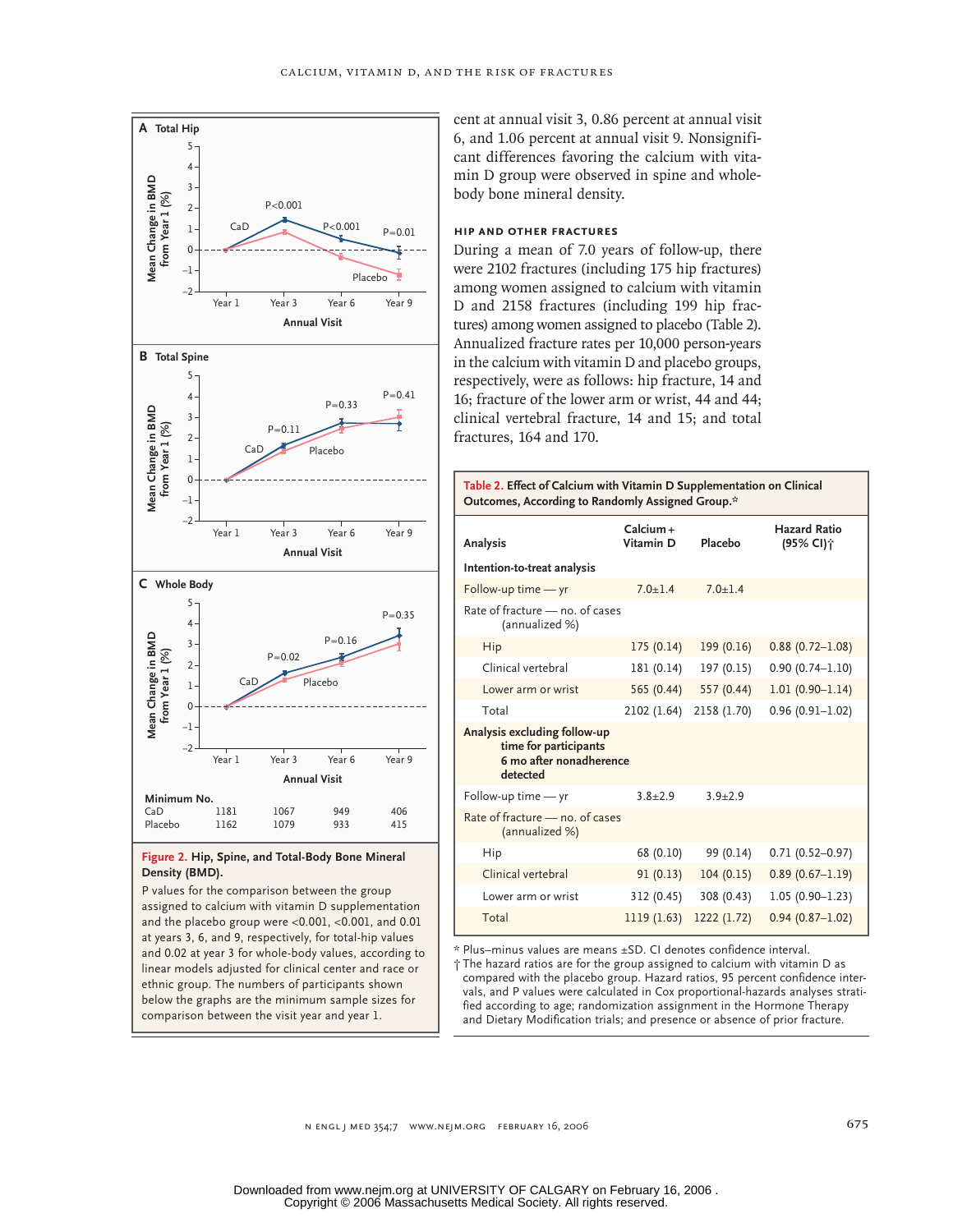cent at annual visit 3, 0.86 percent at annual visit 6, and 1.06 percent at annual visit 9. Nonsignificant differences favoring the calcium with vitamin D group were observed in spine and whole-body bone mineral density.

### HIP AND OTHER FRACTURES

During a mean of 7.0 years of follow-up, there were 2102 fractures (including 175 hip fractures) among women assigned to calcium with vitamin D and 2158 fractures (including 199 hip fractures) among women assigned to placebo (Table 2). Annualized fracture rates per 10,000 person-years in the calcium with vitamin D and placebo groups, respectively, were as follows: hip fracture, 14 and 16; fracture of the lower arm or wrist, 44 and 44; clinical vertebral fracture, 14 and 15; and total fractures, 164 and 170.

**Figure 2. Hip, Spine, and Total-Body Bone Mineral Density (BMD).**

P values for the comparison between the group assigned to calcium with vitamin D supplementation and the placebo group were <0.001, <0.001, and 0.01 at years 3, 6, and 9, respectively, for total-hip values and 0.02 at year 3 for whole-body values, according to linear models adjusted for clinical center and race or ethnic group. The numbers of participants shown below the graphs are the minimum sample sizes for comparison between the visit year and year 1.

| Minimum No. | Year 1 | Year 3 | Year 6 | Year 9 |
|---|---|---|---|---|
| CaD | 1181 | 1067 | 949 | 406 |
| Placebo | 1162 | 1079 | 933 | 415 |

**Table 2. Effect of Calcium with Vitamin D Supplementation on Clinical Outcomes, According to Randomly Assigned Group.***

| Analysis | Calcium + Vitamin D | Placebo | Hazard Ratio (95% CI)† |
|---|---|---|---|
| **Intention-to-treat analysis** | | | |
| Follow-up time — yr | 7.0±1.4 | 7.0±1.4 | |
| Rate of fracture — no. of cases (annualized %) | | | |
| Hip | 175 (0.14) | 199 (0.16) | 0.88 (0.72–1.08) |
| Clinical vertebral | 181 (0.14) | 197 (0.15) | 0.90 (0.74–1.10) |
| Lower arm or wrist | 565 (0.44) | 557 (0.44) | 1.01 (0.90–1.14) |
| Total | 2102 (1.64) | 2158 (1.70) | 0.96 (0.91–1.02) |
| **Analysis excluding follow-up time for participants 6 mo after nonadherence detected** | | | |
| Follow-up time — yr | 3.8±2.9 | 3.9±2.9 | |
| Rate of fracture — no. of cases (annualized %) | | | |
| Hip | 68 (0.10) | 99 (0.14) | 0.71 (0.52–0.97) |
| Clinical vertebral | 91 (0.13) | 104 (0.15) | 0.89 (0.67–1.19) |
| Lower arm or wrist | 312 (0.45) | 308 (0.43) | 1.05 (0.90–1.23) |
| Total | 1119 (1.63) | 1222 (1.72) | 0.94 (0.87–1.02) |

\* Plus–minus values are means ±SD. CI denotes confidence interval.

† The hazard ratios are for the group assigned to calcium with vitamin D as compared with the placebo group. Hazard ratios, 95 percent confidence intervals, and P values were calculated in Cox proportional-hazards analyses stratified according to age; randomization assignment in the Hormone Therapy and Dietary Modification trials; and presence or absence of prior fracture.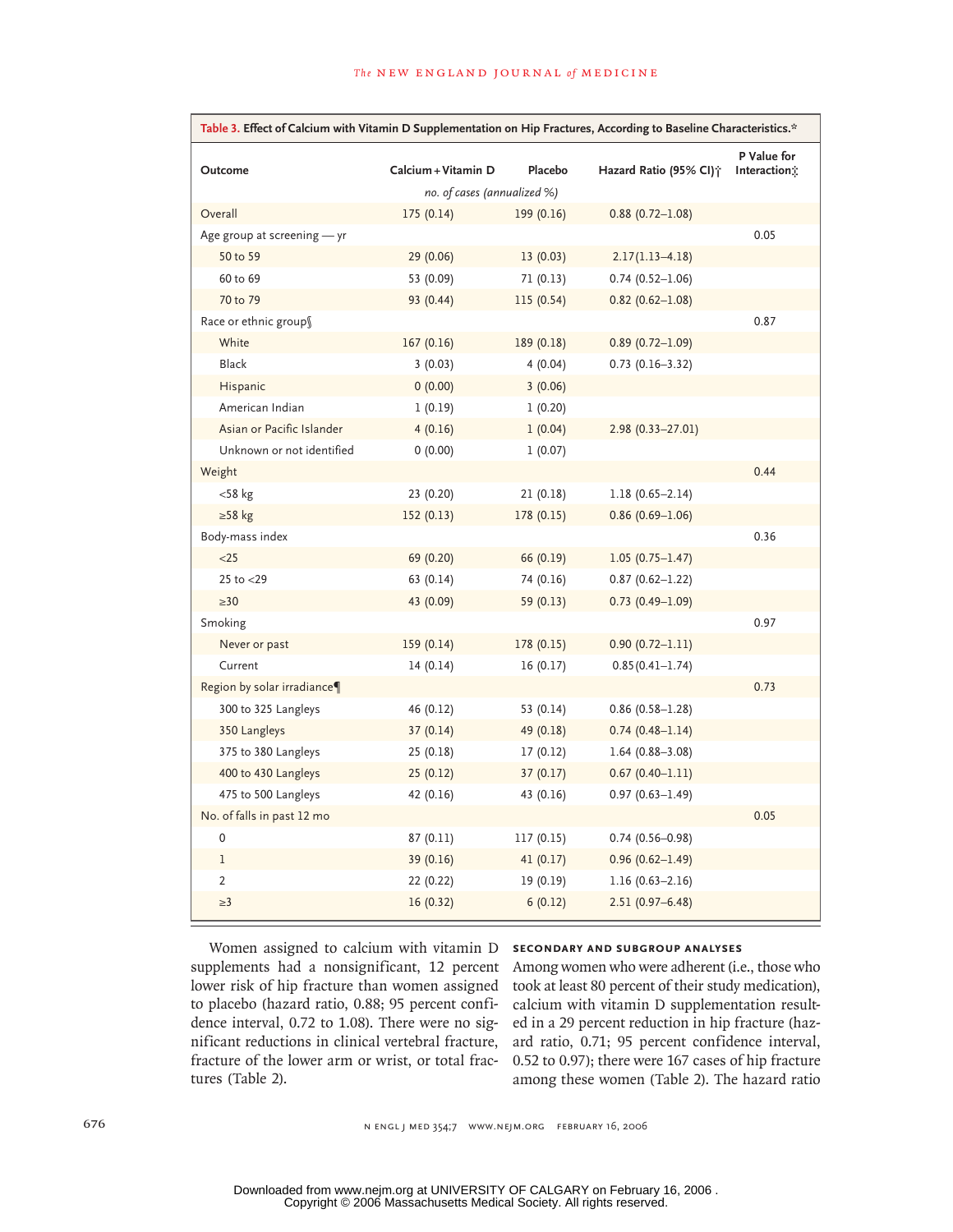**Table 3. Effect of Calcium with Vitamin D Supplementation on Hip Fractures, According to Baseline Characteristics.***

| Outcome | Calcium+Vitamin D | Placebo | Hazard Ratio (95% CI)† | P Value for Interaction‡ |
|---|---|---|---|---|
| | *no. of cases (annualized %)* | | | |
| Overall | 175 (0.14) | 199 (0.16) | 0.88 (0.72–1.08) | |
| Age group at screening — yr | | | | 0.05 |
| 50 to 59 | 29 (0.06) | 13 (0.03) | 2.17 (1.13–4.18) | |
| 60 to 69 | 53 (0.09) | 71 (0.13) | 0.74 (0.52–1.06) | |
| 70 to 79 | 93 (0.44) | 115 (0.54) | 0.82 (0.62–1.08) | |
| Race or ethnic group§ | | | | 0.87 |
| White | 167 (0.16) | 189 (0.18) | 0.89 (0.72–1.09) | |
| Black | 3 (0.03) | 4 (0.04) | 0.73 (0.16–3.32) | |
| Hispanic | 0 (0.00) | 3 (0.06) | | |
| American Indian | 1 (0.19) | 1 (0.20) | | |
| Asian or Pacific Islander | 4 (0.16) | 1 (0.04) | 2.98 (0.33–27.01) | |
| Unknown or not identified | 0 (0.00) | 1 (0.07) | | |
| Weight | | | | 0.44 |
| <58 kg | 23 (0.20) | 21 (0.18) | 1.18 (0.65–2.14) | |
| ≥58 kg | 152 (0.13) | 178 (0.15) | 0.86 (0.69–1.06) | |
| Body-mass index | | | | 0.36 |
| <25 | 69 (0.20) | 66 (0.19) | 1.05 (0.75–1.47) | |
| 25 to <29 | 63 (0.14) | 74 (0.16) | 0.87 (0.62–1.22) | |
| ≥30 | 43 (0.09) | 59 (0.13) | 0.73 (0.49–1.09) | |
| Smoking | | | | 0.97 |
| Never or past | 159 (0.14) | 178 (0.15) | 0.90 (0.72–1.11) | |
| Current | 14 (0.14) | 16 (0.17) | 0.85 (0.41–1.74) | |
| Region by solar irradiance¶ | | | | 0.73 |
| 300 to 325 Langleys | 46 (0.12) | 53 (0.14) | 0.86 (0.58–1.28) | |
| 350 Langleys | 37 (0.14) | 49 (0.18) | 0.74 (0.48–1.14) | |
| 375 to 380 Langleys | 25 (0.18) | 17 (0.12) | 1.64 (0.88–3.08) | |
| 400 to 430 Langleys | 25 (0.12) | 37 (0.17) | 0.67 (0.40–1.11) | |
| 475 to 500 Langleys | 42 (0.16) | 43 (0.16) | 0.97 (0.63–1.49) | |
| No. of falls in past 12 mo | | | | 0.05 |
| 0 | 87 (0.11) | 117 (0.15) | 0.74 (0.56–0.98) | |
| 1 | 39 (0.16) | 41 (0.17) | 0.96 (0.62–1.49) | |
| 2 | 22 (0.22) | 19 (0.19) | 1.16 (0.63–2.16) | |
| ≥3 | 16 (0.32) | 6 (0.12) | 2.51 (0.97–6.48) | |

Women assigned to calcium with vitamin D supplements had a nonsignificant, 12 percent lower risk of hip fracture than women assigned to placebo (hazard ratio, 0.88; 95 percent confidence interval, 0.72 to 1.08). There were no significant reductions in clinical vertebral fracture, fracture of the lower arm or wrist, or total fractures (Table 2).

### SECONDARY AND SUBGROUP ANALYSES

Among women who were adherent (i.e., those who took at least 80 percent of their study medication), calcium with vitamin D supplementation resulted in a 29 percent reduction in hip fracture (hazard ratio, 0.71; 95 percent confidence interval, 0.52 to 0.97); there were 167 cases of hip fracture among these women (Table 2). The hazard ratio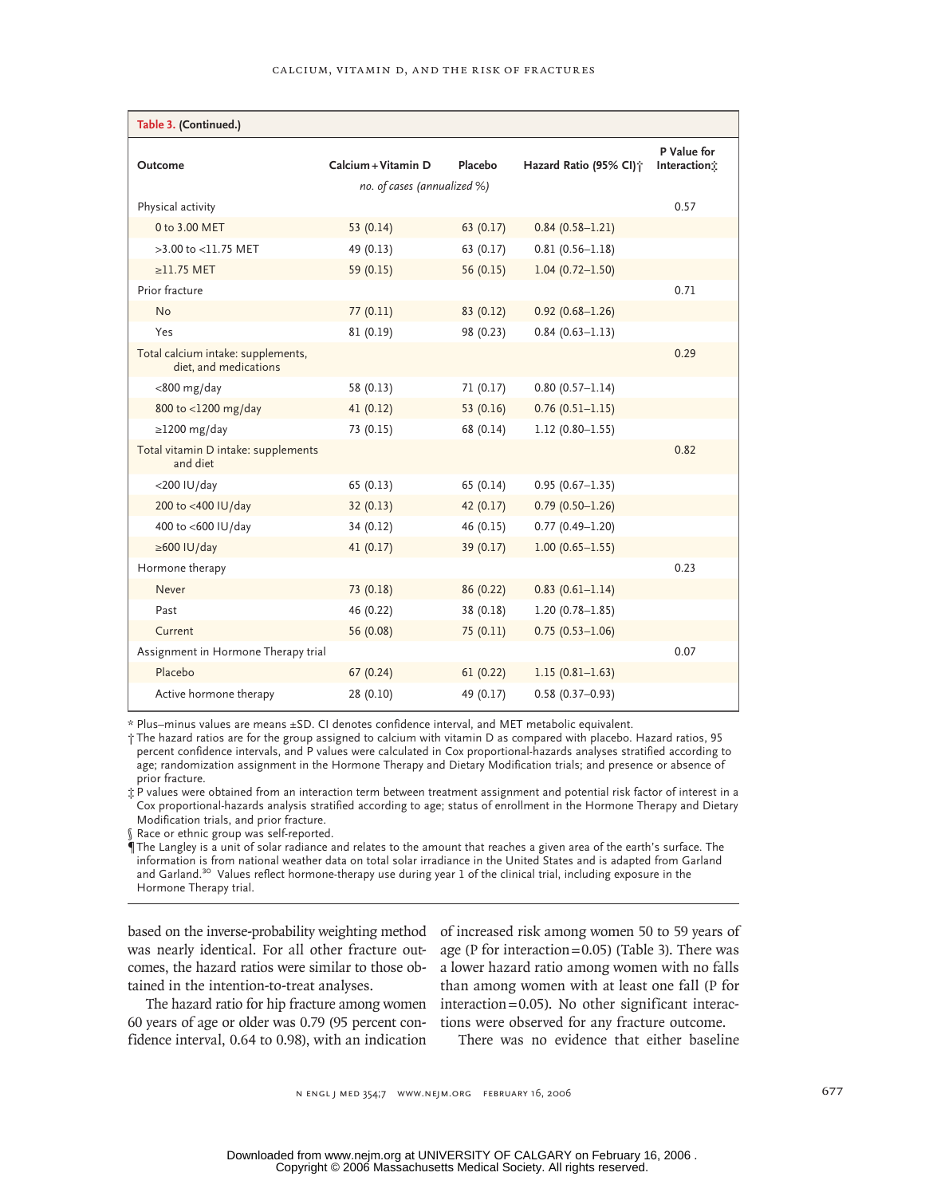**Table 3. (Continued.)**

| Outcome | Calcium + Vitamin D | Placebo | Hazard Ratio (95% CI)† | P Value for Interaction‡ |
|---|---|---|---|---|
| | *no. of cases (annualized %)* | | | |
| Physical activity | | | | 0.57 |
| 0 to 3.00 MET | 53 (0.14) | 63 (0.17) | 0.84 (0.58–1.21) | |
| >3.00 to <11.75 MET | 49 (0.13) | 63 (0.17) | 0.81 (0.56–1.18) | |
| ≥11.75 MET | 59 (0.15) | 56 (0.15) | 1.04 (0.72–1.50) | |
| Prior fracture | | | | 0.71 |
| No | 77 (0.11) | 83 (0.12) | 0.92 (0.68–1.26) | |
| Yes | 81 (0.19) | 98 (0.23) | 0.84 (0.63–1.13) | |
| Total calcium intake: supplements, diet, and medications | | | | 0.29 |
| <800 mg/day | 58 (0.13) | 71 (0.17) | 0.80 (0.57–1.14) | |
| 800 to <1200 mg/day | 41 (0.12) | 53 (0.16) | 0.76 (0.51–1.15) | |
| ≥1200 mg/day | 73 (0.15) | 68 (0.14) | 1.12 (0.80–1.55) | |
| Total vitamin D intake: supplements and diet | | | | 0.82 |
| <200 IU/day | 65 (0.13) | 65 (0.14) | 0.95 (0.67–1.35) | |
| 200 to <400 IU/day | 32 (0.13) | 42 (0.17) | 0.79 (0.50–1.26) | |
| 400 to <600 IU/day | 34 (0.12) | 46 (0.15) | 0.77 (0.49–1.20) | |
| ≥600 IU/day | 41 (0.17) | 39 (0.17) | 1.00 (0.65–1.55) | |
| Hormone therapy | | | | 0.23 |
| Never | 73 (0.18) | 86 (0.22) | 0.83 (0.61–1.14) | |
| Past | 46 (0.22) | 38 (0.18) | 1.20 (0.78–1.85) | |
| Current | 56 (0.08) | 75 (0.11) | 0.75 (0.53–1.06) | |
| Assignment in Hormone Therapy trial | | | | 0.07 |
| Placebo | 67 (0.24) | 61 (0.22) | 1.15 (0.81–1.63) | |
| Active hormone therapy | 28 (0.10) | 49 (0.17) | 0.58 (0.37–0.93) | |

\* Plus–minus values are means ±SD. CI denotes confidence interval, and MET metabolic equivalent.

† The hazard ratios are for the group assigned to calcium with vitamin D as compared with placebo. Hazard ratios, 95 percent confidence intervals, and P values were calculated in Cox proportional-hazards analyses stratified according to age; randomization assignment in the Hormone Therapy and Dietary Modification trials; and presence or absence of prior fracture.

‡ P values were obtained from an interaction term between treatment assignment and potential risk factor of interest in a Cox proportional-hazards analysis stratified according to age; status of enrollment in the Hormone Therapy and Dietary Modification trials, and prior fracture.

§ Race or ethnic group was self-reported.

¶ The Langley is a unit of solar radiance and relates to the amount that reaches a given area of the earth's surface. The information is from national weather data on total solar irradiance in the United States and is adapted from Garland and Garland.[30] Values reflect hormone-therapy use during year 1 of the clinical trial, including exposure in the Hormone Therapy trial.

based on the inverse-probability weighting method was nearly identical. For all other fracture outcomes, the hazard ratios were similar to those obtained in the intention-to-treat analyses.

The hazard ratio for hip fracture among women 60 years of age or older was 0.79 (95 percent confidence interval, 0.64 to 0.98), with an indication of increased risk among women 50 to 59 years of age (P for interaction=0.05) (Table 3). There was a lower hazard ratio among women with no falls than among women with at least one fall (P for interaction=0.05). No other significant interactions were observed for any fracture outcome.

There was no evidence that either baseline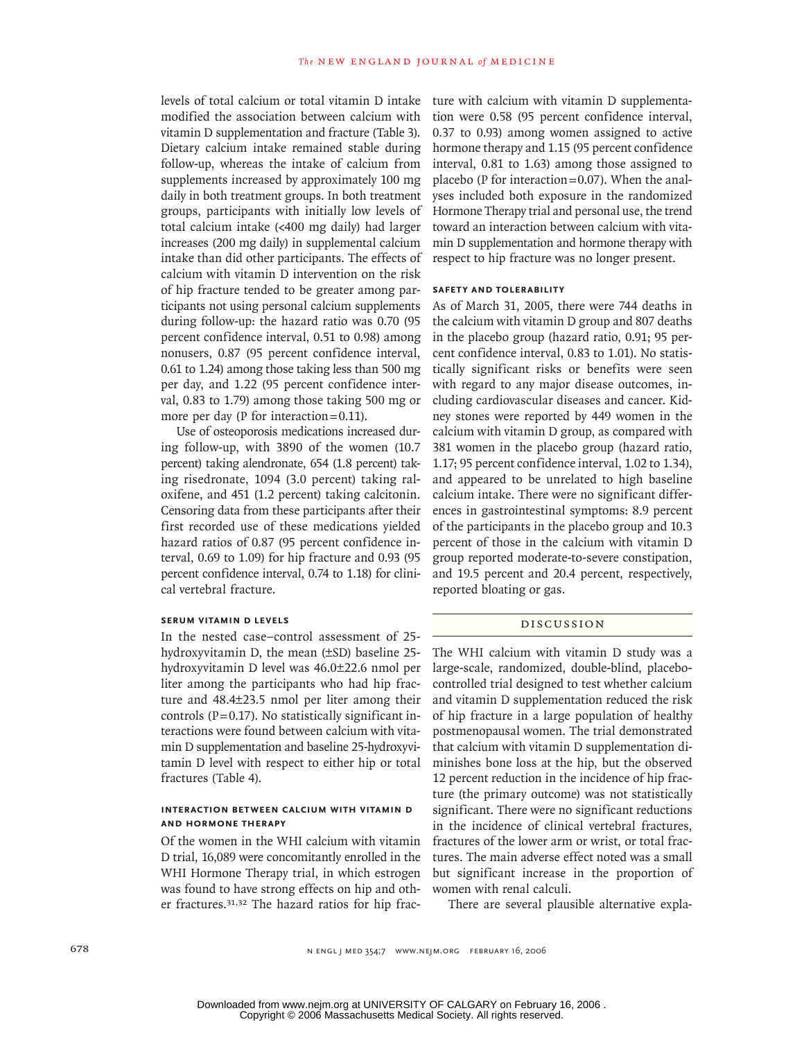levels of total calcium or total vitamin D intake modified the association between calcium with vitamin D supplementation and fracture (Table 3). Dietary calcium intake remained stable during follow-up, whereas the intake of calcium from supplements increased by approximately 100 mg daily in both treatment groups. In both treatment groups, participants with initially low levels of total calcium intake (<400 mg daily) had larger increases (200 mg daily) in supplemental calcium intake than did other participants. The effects of calcium with vitamin D intervention on the risk of hip fracture tended to be greater among participants not using personal calcium supplements during follow-up: the hazard ratio was 0.70 (95 percent confidence interval, 0.51 to 0.98) among nonusers, 0.87 (95 percent confidence interval, 0.61 to 1.24) among those taking less than 500 mg per day, and 1.22 (95 percent confidence interval, 0.83 to 1.79) among those taking 500 mg or more per day (P for interaction=0.11).

Use of osteoporosis medications increased during follow-up, with 3890 of the women (10.7 percent) taking alendronate, 654 (1.8 percent) taking risedronate, 1094 (3.0 percent) taking raloxifene, and 451 (1.2 percent) taking calcitonin. Censoring data from these participants after their first recorded use of these medications yielded hazard ratios of 0.87 (95 percent confidence interval, 0.69 to 1.09) for hip fracture and 0.93 (95 percent confidence interval, 0.74 to 1.18) for clinical vertebral fracture.

#### SERUM VITAMIN D LEVELS

In the nested case–control assessment of 25-hydroxyvitamin D, the mean (±SD) baseline 25-hydroxyvitamin D level was 46.0±22.6 nmol per liter among the participants who had hip fracture and 48.4±23.5 nmol per liter among their controls (P=0.17). No statistically significant interactions were found between calcium with vitamin D supplementation and baseline 25-hydroxyvitamin D level with respect to either hip or total fractures (Table 4).

#### INTERACTION BETWEEN CALCIUM WITH VITAMIN D AND HORMONE THERAPY

Of the women in the WHI calcium with vitamin D trial, 16,089 were concomitantly enrolled in the WHI Hormone Therapy trial, in which estrogen was found to have strong effects on hip and other fractures.[31,32] The hazard ratios for hip fracture with calcium with vitamin D supplementation were 0.58 (95 percent confidence interval, 0.37 to 0.93) among women assigned to active hormone therapy and 1.15 (95 percent confidence interval, 0.81 to 1.63) among those assigned to placebo (P for interaction=0.07). When the analyses included both exposure in the randomized Hormone Therapy trial and personal use, the trend toward an interaction between calcium with vitamin D supplementation and hormone therapy with respect to hip fracture was no longer present.

#### SAFETY AND TOLERABILITY

As of March 31, 2005, there were 744 deaths in the calcium with vitamin D group and 807 deaths in the placebo group (hazard ratio, 0.91; 95 percent confidence interval, 0.83 to 1.01). No statistically significant risks or benefits were seen with regard to any major disease outcomes, including cardiovascular diseases and cancer. Kidney stones were reported by 449 women in the calcium with vitamin D group, as compared with 381 women in the placebo group (hazard ratio, 1.17; 95 percent confidence interval, 1.02 to 1.34), and appeared to be unrelated to high baseline calcium intake. There were no significant differences in gastrointestinal symptoms: 8.9 percent of the participants in the placebo group and 10.3 percent of those in the calcium with vitamin D group reported moderate-to-severe constipation, and 19.5 percent and 20.4 percent, respectively, reported bloating or gas.

## DISCUSSION

The WHI calcium with vitamin D study was a large-scale, randomized, double-blind, placebo-controlled trial designed to test whether calcium and vitamin D supplementation reduced the risk of hip fracture in a large population of healthy postmenopausal women. The trial demonstrated that calcium with vitamin D supplementation diminishes bone loss at the hip, but the observed 12 percent reduction in the incidence of hip fracture (the primary outcome) was not statistically significant. There were no significant reductions in the incidence of clinical vertebral fractures, fractures of the lower arm or wrist, or total fractures. The main adverse effect noted was a small but significant increase in the proportion of women with renal calculi.

There are several plausible alternative expla-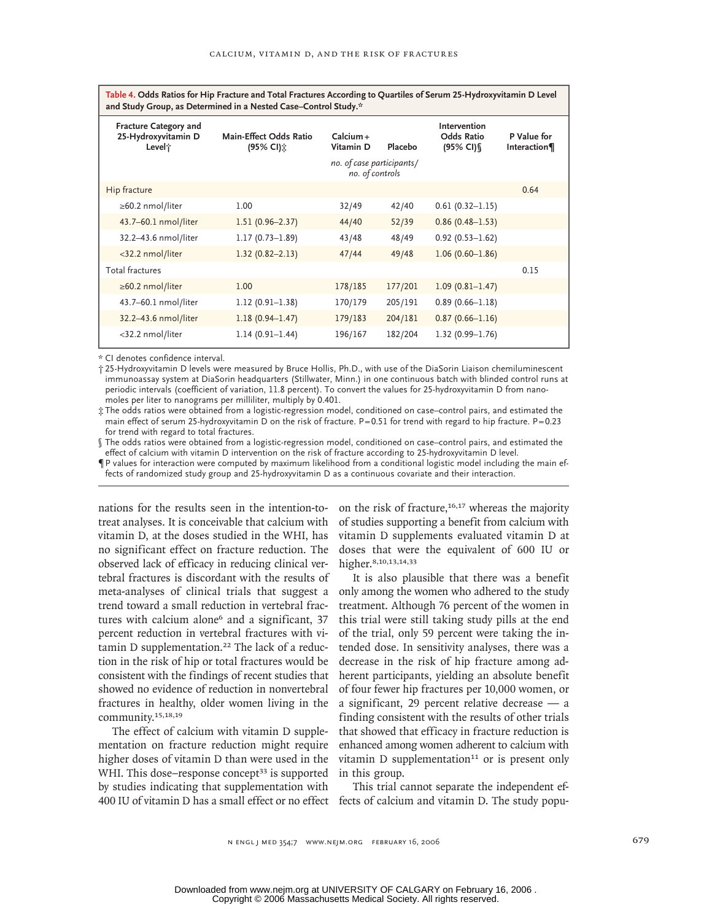**Table 4. Odds Ratios for Hip Fracture and Total Fractures According to Quartiles of Serum 25-Hydroxyvitamin D Level and Study Group, as Determined in a Nested Case–Control Study.***

| Fracture Category and 25-Hydroxyvitamin D Level† | Main-Effect Odds Ratio (95% CI)‡ | Calcium + Vitamin D | Placebo | Intervention Odds Ratio (95% CI)§ | P Value for Interaction¶ |
|---|---|---|---|---|---|
| | | *no. of case participants/ no. of controls* | | | |
| Hip fracture | | | | | 0.64 |
| ≥60.2 nmol/liter | 1.00 | 32/49 | 42/40 | 0.61 (0.32–1.15) | |
| 43.7–60.1 nmol/liter | 1.51 (0.96–2.37) | 44/40 | 52/39 | 0.86 (0.48–1.53) | |
| 32.2–43.6 nmol/liter | 1.17 (0.73–1.89) | 43/48 | 48/49 | 0.92 (0.53–1.62) | |
| <32.2 nmol/liter | 1.32 (0.82–2.13) | 47/44 | 49/48 | 1.06 (0.60–1.86) | |
| Total fractures | | | | | 0.15 |
| ≥60.2 nmol/liter | 1.00 | 178/185 | 177/201 | 1.09 (0.81–1.47) | |
| 43.7–60.1 nmol/liter | 1.12 (0.91–1.38) | 170/179 | 205/191 | 0.89 (0.66–1.18) | |
| 32.2–43.6 nmol/liter | 1.18 (0.94–1.47) | 179/183 | 204/181 | 0.87 (0.66–1.16) | |
| <32.2 nmol/liter | 1.14 (0.91–1.44) | 196/167 | 182/204 | 1.32 (0.99–1.76) | |

\* CI denotes confidence interval.

† 25-Hydroxyvitamin D levels were measured by Bruce Hollis, Ph.D., with use of the DiaSorin Liaison chemiluminescent immunoassay system at DiaSorin headquarters (Stillwater, Minn.) in one continuous batch with blinded control runs at periodic intervals (coefficient of variation, 11.8 percent). To convert the values for 25-hydroxyvitamin D from nanomoles per liter to nanograms per milliliter, multiply by 0.401.

‡ The odds ratios were obtained from a logistic-regression model, conditioned on case–control pairs, and estimated the main effect of serum 25-hydroxyvitamin D on the risk of fracture. P=0.51 for trend with regard to hip fracture. P=0.23 for trend with regard to total fractures.

§ The odds ratios were obtained from a logistic-regression model, conditioned on case–control pairs, and estimated the effect of calcium with vitamin D intervention on the risk of fracture according to 25-hydroxyvitamin D level.

¶ P values for interaction were computed by maximum likelihood from a conditional logistic model including the main effects of randomized study group and 25-hydroxyvitamin D as a continuous covariate and their interaction.

nations for the results seen in the intention-to-treat analyses. It is conceivable that calcium with vitamin D, at the doses studied in the WHI, has no significant effect on fracture reduction. The observed lack of efficacy in reducing clinical vertebral fractures is discordant with the results of meta-analyses of clinical trials that suggest a trend toward a small reduction in vertebral fractures with calcium alone[6] and a significant, 37 percent reduction in vertebral fractures with vitamin D supplementation.[22] The lack of a reduction in the risk of hip or total fractures would be consistent with the findings of recent studies that showed no evidence of reduction in nonvertebral fractures in healthy, older women living in the community.[15,18,19]

The effect of calcium with vitamin D supplementation on fracture reduction might require higher doses of vitamin D than were used in the WHI. This dose–response concept[33] is supported by studies indicating that supplementation with 400 IU of vitamin D has a small effect or no effect on the risk of fracture,[16,17] whereas the majority of studies supporting a benefit from calcium with vitamin D supplements evaluated vitamin D at doses that were the equivalent of 600 IU or higher.[8,10,13,14,33]

It is also plausible that there was a benefit only among the women who adhered to the study treatment. Although 76 percent of the women in this trial were still taking study pills at the end of the trial, only 59 percent were taking the intended dose. In sensitivity analyses, there was a decrease in the risk of hip fracture among adherent participants, yielding an absolute benefit of four fewer hip fractures per 10,000 women, or a significant, 29 percent relative decrease — a finding consistent with the results of other trials that showed that efficacy in fracture reduction is enhanced among women adherent to calcium with vitamin D supplementation[11] or is present only in this group.

This trial cannot separate the independent effects of calcium and vitamin D. The study popu-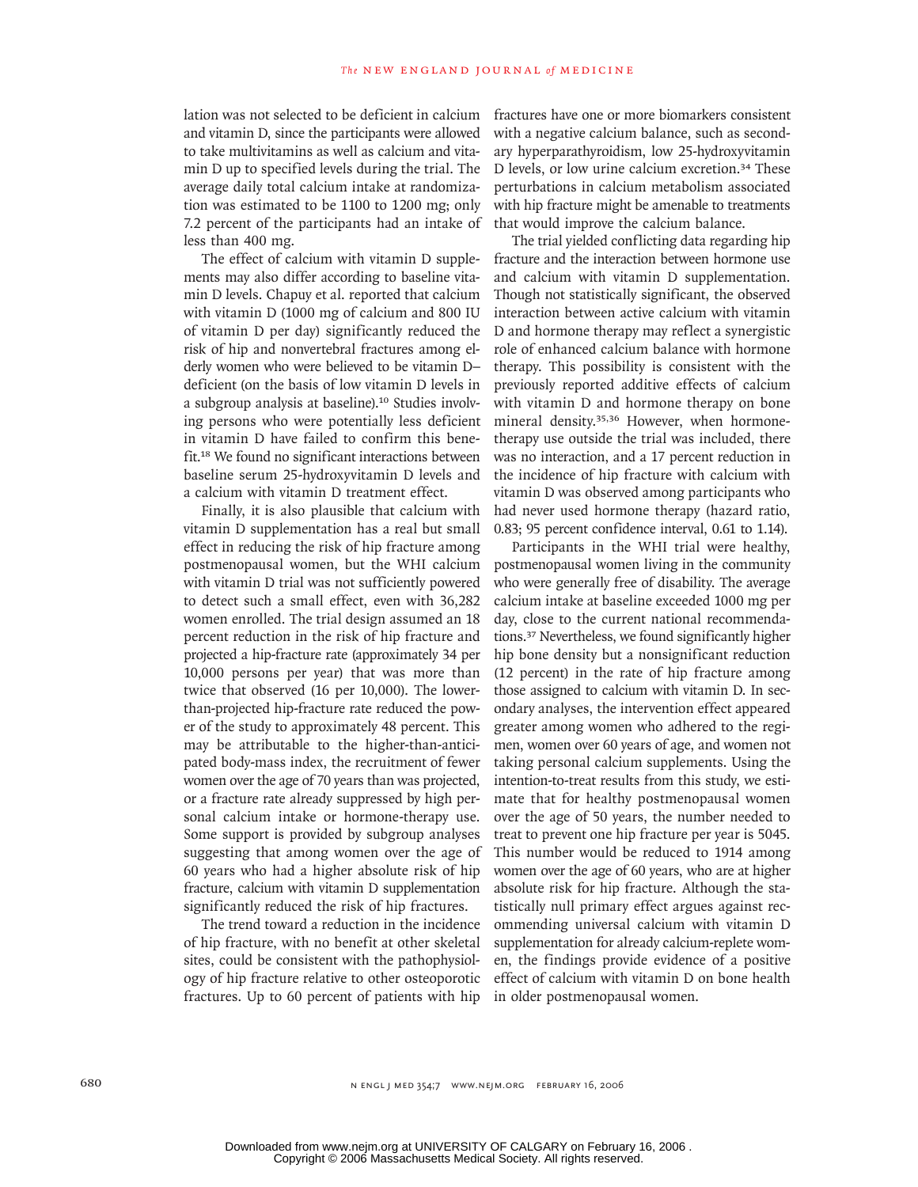lation was not selected to be deficient in calcium and vitamin D, since the participants were allowed to take multivitamins as well as calcium and vitamin D up to specified levels during the trial. The average daily total calcium intake at randomization was estimated to be 1100 to 1200 mg; only 7.2 percent of the participants had an intake of less than 400 mg.

The effect of calcium with vitamin D supplements may also differ according to baseline vitamin D levels. Chapuy et al. reported that calcium with vitamin D (1000 mg of calcium and 800 IU of vitamin D per day) significantly reduced the risk of hip and nonvertebral fractures among elderly women who were believed to be vitamin D–deficient (on the basis of low vitamin D levels in a subgroup analysis at baseline).[10] Studies involving persons who were potentially less deficient in vitamin D have failed to confirm this benefit.[18] We found no significant interactions between baseline serum 25-hydroxyvitamin D levels and a calcium with vitamin D treatment effect.

Finally, it is also plausible that calcium with vitamin D supplementation has a real but small effect in reducing the risk of hip fracture among postmenopausal women, but the WHI calcium with vitamin D trial was not sufficiently powered to detect such a small effect, even with 36,282 women enrolled. The trial design assumed an 18 percent reduction in the risk of hip fracture and projected a hip-fracture rate (approximately 34 per 10,000 persons per year) that was more than twice that observed (16 per 10,000). The lower-than-projected hip-fracture rate reduced the power of the study to approximately 48 percent. This may be attributable to the higher-than-anticipated body-mass index, the recruitment of fewer women over the age of 70 years than was projected, or a fracture rate already suppressed by high personal calcium intake or hormone-therapy use. Some support is provided by subgroup analyses suggesting that among women over the age of 60 years who had a higher absolute risk of hip fracture, calcium with vitamin D supplementation significantly reduced the risk of hip fractures.

The trend toward a reduction in the incidence of hip fracture, with no benefit at other skeletal sites, could be consistent with the pathophysiology of hip fracture relative to other osteoporotic fractures. Up to 60 percent of patients with hip fractures have one or more biomarkers consistent with a negative calcium balance, such as secondary hyperparathyroidism, low 25-hydroxyvitamin D levels, or low urine calcium excretion.[34] These perturbations in calcium metabolism associated with hip fracture might be amenable to treatments that would improve the calcium balance.

The trial yielded conflicting data regarding hip fracture and the interaction between hormone use and calcium with vitamin D supplementation. Though not statistically significant, the observed interaction between active calcium with vitamin D and hormone therapy may reflect a synergistic role of enhanced calcium balance with hormone therapy. This possibility is consistent with the previously reported additive effects of calcium with vitamin D and hormone therapy on bone mineral density.[35,36] However, when hormone-therapy use outside the trial was included, there was no interaction, and a 17 percent reduction in the incidence of hip fracture with calcium with vitamin D was observed among participants who had never used hormone therapy (hazard ratio, 0.83; 95 percent confidence interval, 0.61 to 1.14).

Participants in the WHI trial were healthy, postmenopausal women living in the community who were generally free of disability. The average calcium intake at baseline exceeded 1000 mg per day, close to the current national recommendations.[37] Nevertheless, we found significantly higher hip bone density but a nonsignificant reduction (12 percent) in the rate of hip fracture among those assigned to calcium with vitamin D. In secondary analyses, the intervention effect appeared greater among women who adhered to the regimen, women over 60 years of age, and women not taking personal calcium supplements. Using the intention-to-treat results from this study, we estimate that for healthy postmenopausal women over the age of 50 years, the number needed to treat to prevent one hip fracture per year is 5045. This number would be reduced to 1914 among women over the age of 60 years, who are at higher absolute risk for hip fracture. Although the statistically null primary effect argues against recommending universal calcium with vitamin D supplementation for already calcium-replete women, the findings provide evidence of a positive effect of calcium with vitamin D on bone health in older postmenopausal women.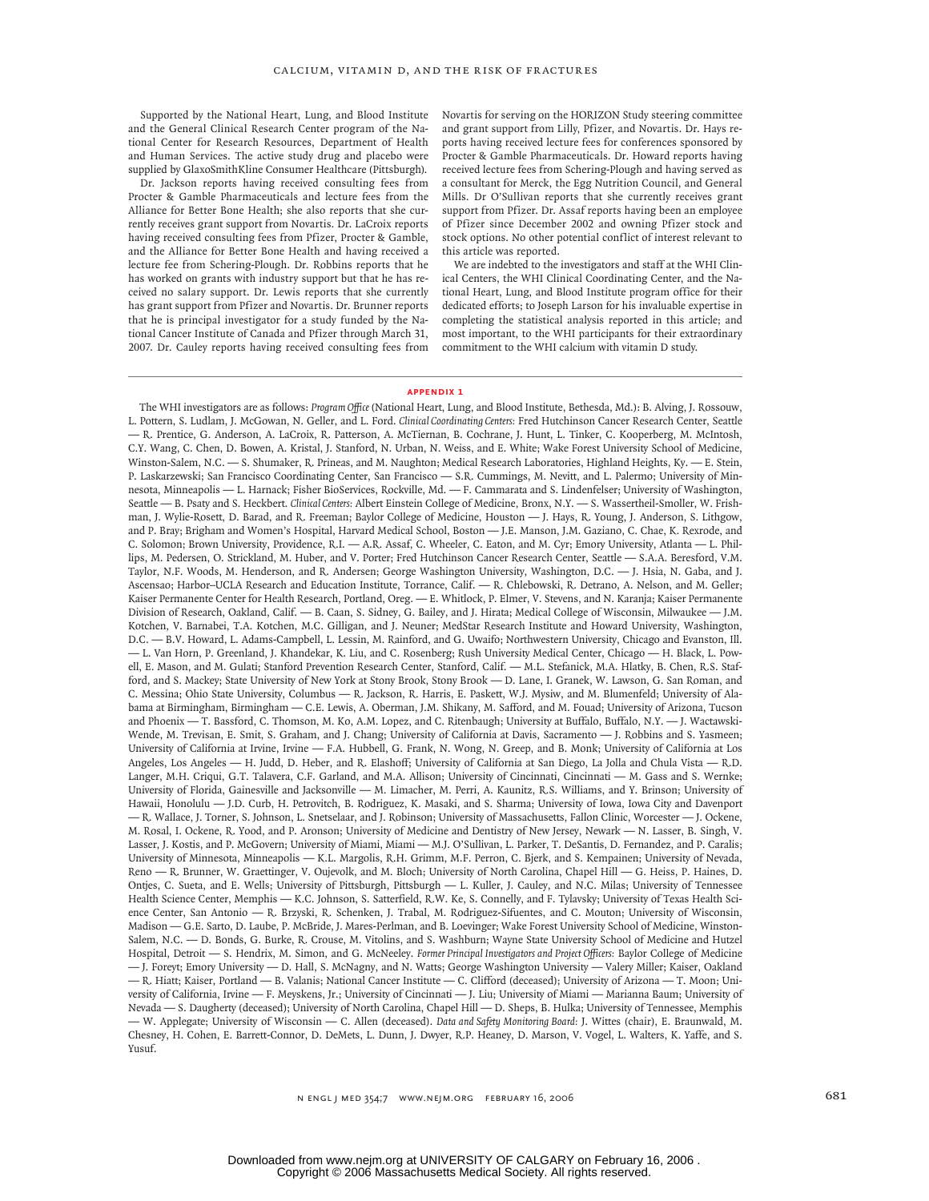Supported by the National Heart, Lung, and Blood Institute and the General Clinical Research Center program of the National Center for Research Resources, Department of Health and Human Services. The active study drug and placebo were supplied by GlaxoSmithKline Consumer Healthcare (Pittsburgh).

Dr. Jackson reports having received consulting fees from Procter & Gamble Pharmaceuticals and lecture fees from the Alliance for Better Bone Health; she also reports that she currently receives grant support from Novartis. Dr. LaCroix reports having received consulting fees from Pfizer, Procter & Gamble, and the Alliance for Better Bone Health and having received a lecture fee from Schering-Plough. Dr. Robbins reports that he has worked on grants with industry support but that he has received no salary support. Dr. Lewis reports that she currently has grant support from Pfizer and Novartis. Dr. Brunner reports that he is principal investigator for a study funded by the National Cancer Institute of Canada and Pfizer through March 31, 2007. Dr. Cauley reports having received consulting fees from Novartis for serving on the HORIZON Study steering committee and grant support from Lilly, Pfizer, and Novartis. Dr. Hays reports having received lecture fees for conferences sponsored by Procter & Gamble Pharmaceuticals. Dr. Howard reports having received lecture fees from Schering-Plough and having served as a consultant for Merck, the Egg Nutrition Council, and General Mills. Dr O'Sullivan reports that she currently receives grant support from Pfizer. Dr. Assaf reports having been an employee of Pfizer since December 2002 and owning Pfizer stock and stock options. No other potential conflict of interest relevant to this article was reported.

We are indebted to the investigators and staff at the WHI Clinical Centers, the WHI Clinical Coordinating Center, and the National Heart, Lung, and Blood Institute program office for their dedicated efforts; to Joseph Larson for his invaluable expertise in completing the statistical analysis reported in this article; and most important, to the WHI participants for their extraordinary commitment to the WHI calcium with vitamin D study.

## APPENDIX 1

The WHI investigators are as follows: *Program Office* (National Heart, Lung, and Blood Institute, Bethesda, Md.): B. Alving, J. Rossouw, L. Pottern, S. Ludlam, J. McGowan, N. Geller, and L. Ford. *Clinical Coordinating Centers:* Fred Hutchinson Cancer Research Center, Seattle — R. Prentice, G. Anderson, A. LaCroix, R. Patterson, A. McTiernan, B. Cochrane, J. Hunt, L. Tinker, C. Kooperberg, M. McIntosh, C.Y. Wang, C. Chen, D. Bowen, A. Kristal, J. Stanford, N. Urban, N. Weiss, and E. White; Wake Forest University School of Medicine, Winston-Salem, N.C. — S. Shumaker, R. Prineas, and M. Naughton; Medical Research Laboratories, Highland Heights, Ky. — E. Stein, P. Laskarzewski; San Francisco Coordinating Center, San Francisco — S.R. Cummings, M. Nevitt, and L. Palermo; University of Minnesota, Minneapolis — L. Harnack; Fisher BioServices, Rockville, Md. — F. Cammarata and S. Lindenfelser; University of Washington, Seattle — B. Psaty and S. Heckbert. *Clinical Centers:* Albert Einstein College of Medicine, Bronx, N.Y. — S. Wassertheil-Smoller, W. Frishman, J. Wylie-Rosett, D. Barad, and R. Freeman; Baylor College of Medicine, Houston — J. Hays, R. Young, J. Anderson, S. Lithgow, and P. Bray; Brigham and Women's Hospital, Harvard Medical School, Boston — J.E. Manson, J.M. Gaziano, C. Chae, K. Rexrode, and C. Solomon; Brown University, Providence, R.I. — A.R. Assaf, C. Wheeler, C. Eaton, and M. Cyr; Emory University, Atlanta — L. Phillips, M. Pedersen, O. Strickland, M. Huber, and V. Porter; Fred Hutchinson Cancer Research Center, Seattle — S.A.A. Beresford, V.M. Taylor, N.F. Woods, M. Henderson, and R. Andersen; George Washington University, Washington, D.C. — J. Hsia, N. Gaba, and J. Ascensao; Harbor–UCLA Research and Education Institute, Torrance, Calif. — R. Chlebowski, R. Detrano, A. Nelson, and M. Geller; Kaiser Permanente Center for Health Research, Portland, Oreg. — E. Whitlock, P. Elmer, V. Stevens, and N. Karanja; Kaiser Permanente Division of Research, Oakland, Calif. — B. Caan, S. Sidney, G. Bailey, and J. Hirata; Medical College of Wisconsin, Milwaukee — J.M. Kotchen, V. Barnabei, T.A. Kotchen, M.C. Gilligan, and J. Neuner; MedStar Research Institute and Howard University, Washington, D.C. — B.V. Howard, L. Adams-Campbell, L. Lessin, M. Rainford, and G. Uwaifo; Northwestern University, Chicago and Evanston, Ill. — L. Van Horn, P. Greenland, J. Khandekar, K. Liu, and C. Rosenberg; Rush University Medical Center, Chicago — H. Black, L. Powell, E. Mason, and M. Gulati; Stanford Prevention Research Center, Stanford, Calif. — M.L. Stefanick, M.A. Hlatky, B. Chen, R.S. Stafford, and S. Mackey; State University of New York at Stony Brook, Stony Brook — D. Lane, I. Granek, W. Lawson, G. San Roman, and C. Messina; Ohio State University, Columbus — R. Jackson, R. Harris, E. Paskett, W.J. Mysiw, and M. Blumenfeld; University of Alabama at Birmingham, Birmingham — C.E. Lewis, A. Oberman, J.M. Shikany, M. Safford, and M. Fouad; University of Arizona, Tucson and Phoenix — T. Bassford, C. Thomson, M. Ko, A.M. Lopez, and C. Ritenbaugh; University at Buffalo, Buffalo, N.Y. — J. Wactawski-Wende, M. Trevisan, E. Smit, S. Graham, and J. Chang; University of California at Davis, Sacramento — J. Robbins and S. Yasmeen; University of California at Irvine, Irvine — F.A. Hubbell, G. Frank, N. Wong, N. Greep, and B. Monk; University of California at Los Angeles, Los Angeles — H. Judd, D. Heber, and R. Elashoff; University of California at San Diego, La Jolla and Chula Vista — R.D. Langer, M.H. Criqui, G.T. Talavera, C.F. Garland, and M.A. Allison; University of Cincinnati, Cincinnati — M. Gass and S. Wernke; University of Florida, Gainesville and Jacksonville — M. Limacher, M. Perri, A. Kaunitz, R.S. Williams, and Y. Brinson; University of Hawaii, Honolulu — J.D. Curb, H. Petrovitch, B. Rodriguez, K. Masaki, and S. Sharma; University of Iowa, Iowa City and Davenport — R. Wallace, J. Torner, S. Johnson, L. Snetselaar, and J. Robinson; University of Massachusetts, Fallon Clinic, Worcester — J. Ockene, M. Rosal, I. Ockene, R. Yood, and P. Aronson; University of Medicine and Dentistry of New Jersey, Newark — N. Lasser, B. Singh, V. Lasser, J. Kostis, and P. McGovern; University of Miami, Miami — M.J. O'Sullivan, L. Parker, T. DeSantis, D. Fernandez, and P. Caralis; University of Minnesota, Minneapolis — K.L. Margolis, R.H. Grimm, M.F. Perron, C. Bjerk, and S. Kempainen; University of Nevada, Reno — R. Brunner, W. Graettinger, V. Oujevolk, and M. Bloch; University of North Carolina, Chapel Hill — G. Heiss, P. Haines, D. Ontjes, C. Sueta, and E. Wells; University of Pittsburgh, Pittsburgh — L. Kuller, J. Cauley, and N.C. Milas; University of Tennessee Health Science Center, Memphis — K.C. Johnson, S. Satterfield, R.W. Ke, S. Connelly, and F. Tylavsky; University of Texas Health Science Center, San Antonio — R. Brzyski, R. Schenken, J. Trabal, M. Rodriguez-Sifuentes, and C. Mouton; University of Wisconsin, Madison — G.E. Sarto, D. Laube, P. McBride, J. Mares-Perlman, and B. Loevinger; Wake Forest University School of Medicine, Winston-Salem, N.C. — D. Bonds, G. Burke, R. Crouse, M. Vitolins, and S. Washburn; Wayne State University School of Medicine and Hutzel Hospital, Detroit — S. Hendrix, M. Simon, and G. McNeeley. *Former Principal Investigators and Project Officers:* Baylor College of Medicine — J. Foreyt; Emory University — D. Hall, S. McNagny, and N. Watts; George Washington University — Valery Miller; Kaiser, Oakland — R. Hiatt; Kaiser, Portland — B. Valanis; National Cancer Institute — C. Clifford (deceased); University of Arizona — T. Moon; University of California, Irvine — F. Meyskens, Jr.; University of Cincinnati — J. Liu; University of Miami — Marianna Baum; University of Nevada — S. Daugherty (deceased); University of North Carolina, Chapel Hill — D. Sheps, B. Hulka; University of Tennessee, Memphis — W. Applegate; University of Wisconsin — C. Allen (deceased). *Data and Safety Monitoring Board:* J. Wittes (chair), E. Braunwald, M. Chesney, H. Cohen, E. Barrett-Connor, D. DeMets, L. Dunn, J. Dwyer, R.P. Heaney, D. Marson, V. Vogel, L. Walters, K. Yaffe, and S. Yusuf.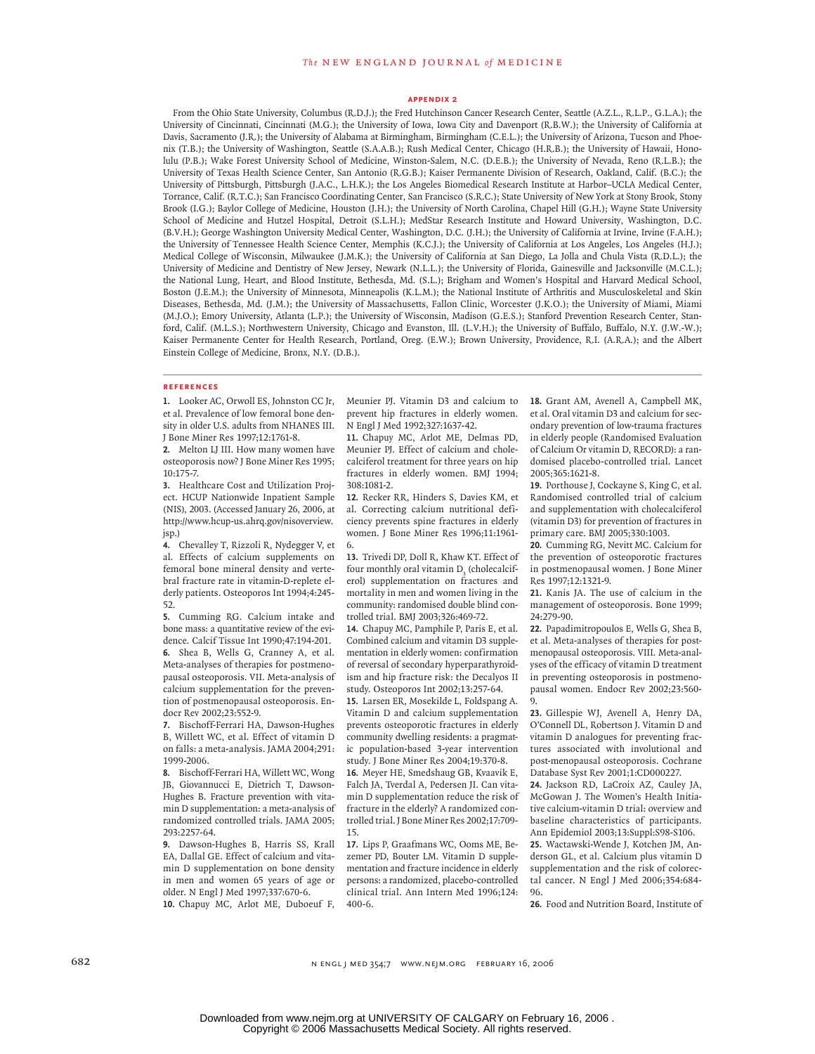## APPENDIX 2

From the Ohio State University, Columbus (R.D.J.); the Fred Hutchinson Cancer Research Center, Seattle (A.Z.L., R.L.P., G.L.A.); the University of Cincinnati, Cincinnati (M.G.); the University of Iowa, Iowa City and Davenport (R.B.W.); the University of California at Davis, Sacramento (J.R.); the University of Alabama at Birmingham, Birmingham (C.E.L.); the University of Arizona, Tucson and Phoenix (T.B.); the University of Washington, Seattle (S.A.A.B.); Rush Medical Center, Chicago (H.R.B.); the University of Hawaii, Honolulu (P.B.); Wake Forest University School of Medicine, Winston-Salem, N.C. (D.E.B.); the University of Nevada, Reno (R.L.B.); the University of Texas Health Science Center, San Antonio (R.G.B.); Kaiser Permanente Division of Research, Oakland, Calif. (B.C.); the University of Pittsburgh, Pittsburgh (J.A.C., L.H.K.); the Los Angeles Biomedical Research Institute at Harbor–UCLA Medical Center, Torrance, Calif. (R.T.C.); San Francisco Coordinating Center, San Francisco (S.R.C.); State University of New York at Stony Brook, Stony Brook (I.G.); Baylor College of Medicine, Houston (J.H.); the University of North Carolina, Chapel Hill (G.H.); Wayne State University School of Medicine and Hutzel Hospital, Detroit (S.L.H.); MedStar Research Institute and Howard University, Washington, D.C. (B.V.H.); George Washington University Medical Center, Washington, D.C. (J.H.); the University of California at Irvine, Irvine (F.A.H.); the University of Tennessee Health Science Center, Memphis (K.C.J.); the University of California at Los Angeles, Los Angeles (H.J.); Medical College of Wisconsin, Milwaukee (J.M.K.); the University of California at San Diego, La Jolla and Chula Vista (R.D.L.); the University of Medicine and Dentistry of New Jersey, Newark (N.L.L.); the University of Florida, Gainesville and Jacksonville (M.C.L.); the National Lung, Heart, and Blood Institute, Bethesda, Md. (S.L.); Brigham and Women's Hospital and Harvard Medical School, Boston (J.E.M.); the University of Minnesota, Minneapolis (K.L.M.); the National Institute of Arthritis and Musculoskeletal and Skin Diseases, Bethesda, Md. (J.M.); the University of Massachusetts, Fallon Clinic, Worcester (J.K.O.); the University of Miami, Miami (M.J.O.); Emory University, Atlanta (L.P.); the University of Wisconsin, Madison (G.E.S.); Stanford Prevention Research Center, Stanford, Calif. (M.L.S.); Northwestern University, Chicago and Evanston, Ill. (L.V.H.); the University of Buffalo, Buffalo, N.Y. (J.W.-W.); Kaiser Permanente Center for Health Research, Portland, Oreg. (E.W.); Brown University, Providence, R.I. (A.R.A.); and the Albert Einstein College of Medicine, Bronx, N.Y. (D.B.).

## REFERENCES

1. Looker AC, Orwoll ES, Johnston CC Jr, et al. Prevalence of low femoral bone density in older U.S. adults from NHANES III. J Bone Miner Res 1997;12:1761-8.
2. Melton LJ III. How many women have osteoporosis now? J Bone Miner Res 1995; 10:175-7.
3. Healthcare Cost and Utilization Project. HCUP Nationwide Inpatient Sample (NIS), 2003. (Accessed January 26, 2006, at http://www.hcup-us.ahrq.gov/nisoverview.jsp.)
4. Chevalley T, Rizzoli R, Nydegger V, et al. Effects of calcium supplements on femoral bone mineral density and vertebral fracture rate in vitamin-D-replete elderly patients. Osteoporos Int 1994;4:245-52.
5. Cumming RG. Calcium intake and bone mass: a quantitative review of the evidence. Calcif Tissue Int 1990;47:194-201.
6. Shea B, Wells G, Cranney A, et al. Meta-analyses of therapies for postmenopausal osteoporosis. VII. Meta-analysis of calcium supplementation for the prevention of postmenopausal osteoporosis. Endocr Rev 2002;23:552-9.
7. Bischoff-Ferrari HA, Dawson-Hughes B, Willett WC, et al. Effect of vitamin D on falls: a meta-analysis. JAMA 2004;291: 1999-2006.
8. Bischoff-Ferrari HA, Willett WC, Wong JB, Giovannucci E, Dietrich T, Dawson-Hughes B. Fracture prevention with vitamin D supplementation: a meta-analysis of randomized controlled trials. JAMA 2005; 293:2257-64.
9. Dawson-Hughes B, Harris SS, Krall EA, Dallal GE. Effect of calcium and vitamin D supplementation on bone density in men and women 65 years of age or older. N Engl J Med 1997;337:670-6.
10. Chapuy MC, Arlot ME, Duboeuf F, Meunier PJ. Vitamin D3 and calcium to prevent hip fractures in elderly women. N Engl J Med 1992;327:1637-42.
11. Chapuy MC, Arlot ME, Delmas PD, Meunier PJ. Effect of calcium and cholecalciferol treatment for three years on hip fractures in elderly women. BMJ 1994; 308:1081-2.
12. Recker RR, Hinders S, Davies KM, et al. Correcting calcium nutritional deficiency prevents spine fractures in elderly women. J Bone Miner Res 1996;11:1961-6.
13. Trivedi DP, Doll R, Khaw KT. Effect of four monthly oral vitamin $D_3$ (cholecalciferol) supplementation on fractures and mortality in men and women living in the community: randomised double blind controlled trial. BMJ 2003;326:469-72.
14. Chapuy MC, Pamphile P, Paris E, et al. Combined calcium and vitamin D3 supplementation in elderly women: confirmation of reversal of secondary hyperparathyroidism and hip fracture risk: the Decalyos II study. Osteoporos Int 2002;13:257-64.
15. Larsen ER, Mosekilde L, Foldspang A. Vitamin D and calcium supplementation prevents osteoporotic fractures in elderly community dwelling residents: a pragmatic population-based 3-year intervention study. J Bone Miner Res 2004;19:370-8.
16. Meyer HE, Smedshaug GB, Kvaavik E, Falch JA, Tverdal A, Pedersen JI. Can vitamin D supplementation reduce the risk of fracture in the elderly? A randomized controlled trial. J Bone Miner Res 2002;17:709-15.
17. Lips P, Graafmans WC, Ooms ME, Bezemer PD, Bouter LM. Vitamin D supplementation and fracture incidence in elderly persons: a randomized, placebo-controlled clinical trial. Ann Intern Med 1996;124: 400-6.
18. Grant AM, Avenell A, Campbell MK, et al. Oral vitamin D3 and calcium for secondary prevention of low-trauma fractures in elderly people (Randomised Evaluation of Calcium Or vitamin D, RECORD): a randomised placebo-controlled trial. Lancet 2005;365:1621-8.
19. Porthouse J, Cockayne S, King C, et al. Randomised controlled trial of calcium and supplementation with cholecalciferol (vitamin D3) for prevention of fractures in primary care. BMJ 2005;330:1003.
20. Cumming RG, Nevitt MC. Calcium for the prevention of osteoporotic fractures in postmenopausal women. J Bone Miner Res 1997;12:1321-9.
21. Kanis JA. The use of calcium in the management of osteoporosis. Bone 1999; 24:279-90.
22. Papadimitropoulos E, Wells G, Shea B, et al. Meta-analyses of therapies for postmenopausal osteoporosis. VIII. Meta-analyses of the efficacy of vitamin D treatment in preventing osteoporosis in postmenopausal women. Endocr Rev 2002;23:560-9.
23. Gillespie WJ, Avenell A, Henry DA, O'Connell DL, Robertson J. Vitamin D and vitamin D analogues for preventing fractures associated with involutional and post-menopausal osteoporosis. Cochrane Database Syst Rev 2001;1:CD000227.
24. Jackson RD, LaCroix AZ, Cauley JA, McGowan J. The Women's Health Initiative calcium-vitamin D trial: overview and baseline characteristics of participants. Ann Epidemiol 2003;13:Suppl:S98-S106.
25. Wactawski-Wende J, Kotchen JM, Anderson GL, et al. Calcium plus vitamin D supplementation and the risk of colorectal cancer. N Engl J Med 2006;354:684-96.
26. Food and Nutrition Board, Institute of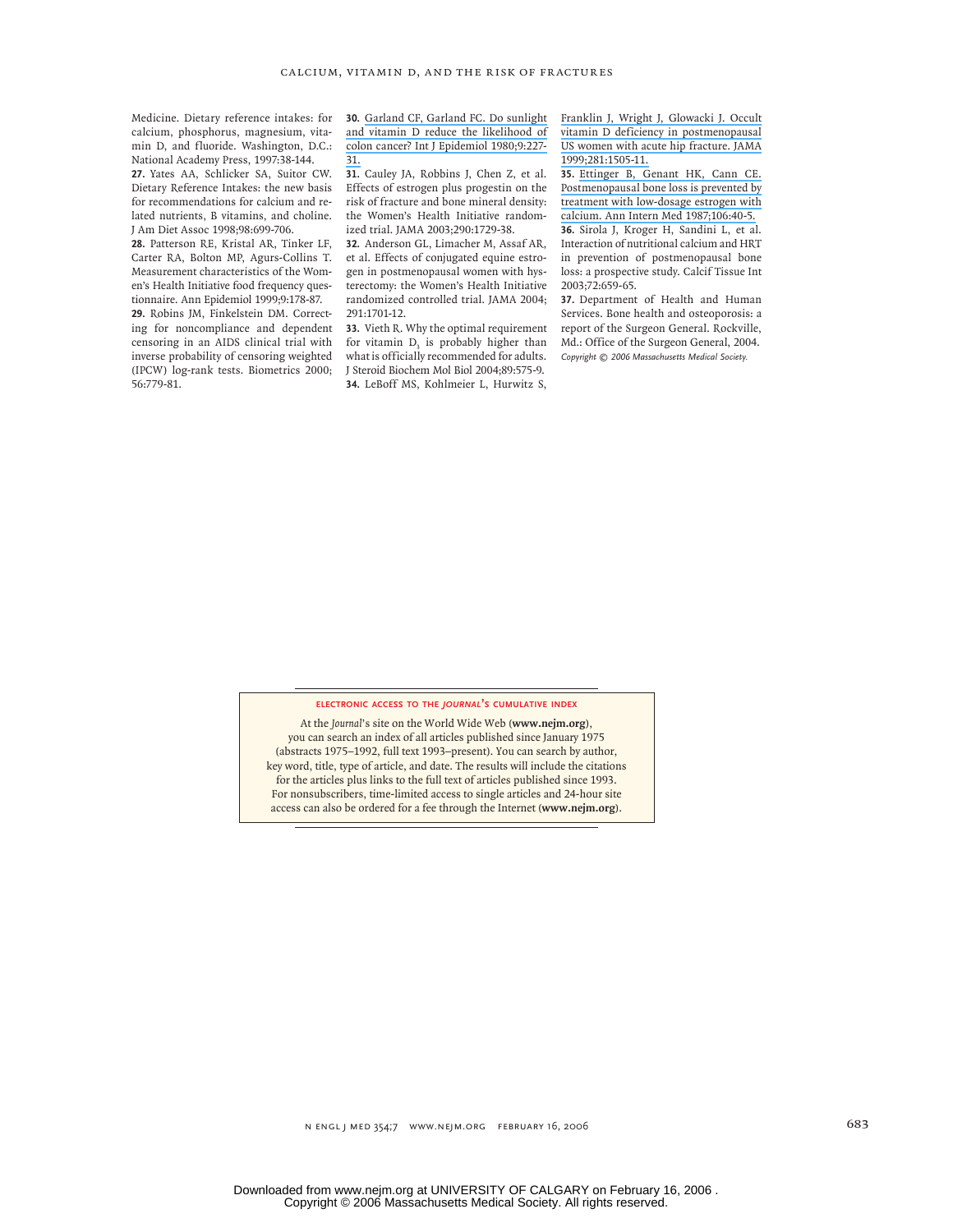Medicine. Dietary reference intakes: for calcium, phosphorus, magnesium, vitamin D, and fluoride. Washington, D.C.: National Academy Press, 1997:38-144.

**27.** Yates AA, Schlicker SA, Suitor CW. Dietary Reference Intakes: the new basis for recommendations for calcium and related nutrients, B vitamins, and choline. J Am Diet Assoc 1998;98:699-706.

**28.** Patterson RE, Kristal AR, Tinker LF, Carter RA, Bolton MP, Agurs-Collins T. Measurement characteristics of the Women's Health Initiative food frequency questionnaire. Ann Epidemiol 1999;9:178-87.

**29.** Robins JM, Finkelstein DM. Correcting for noncompliance and dependent censoring in an AIDS clinical trial with inverse probability of censoring weighted (IPCW) log-rank tests. Biometrics 2000;56:779-81.

**30.** Garland CF, Garland FC. Do sunlight and vitamin D reduce the likelihood of colon cancer? Int J Epidemiol 1980;9:227-31.

**31.** Cauley JA, Robbins J, Chen Z, et al. Effects of estrogen plus progestin on the risk of fracture and bone mineral density: the Women's Health Initiative randomized trial. JAMA 2003;290:1729-38.

**32.** Anderson GL, Limacher M, Assaf AR, et al. Effects of conjugated equine estrogen in postmenopausal women with hysterectomy: the Women's Health Initiative randomized controlled trial. JAMA 2004;291:1701-12.

**33.** Vieth R. Why the optimal requirement for vitamin $D_3$ is probably higher than what is officially recommended for adults. J Steroid Biochem Mol Biol 2004;89:575-9.

**34.** LeBoff MS, Kohlmeier L, Hurwitz S, Franklin J, Wright J, Glowacki J. Occult vitamin D deficiency in postmenopausal US women with acute hip fracture. JAMA 1999;281:1505-11.

**35.** Ettinger B, Genant HK, Cann CE. Postmenopausal bone loss is prevented by treatment with low-dosage estrogen with calcium. Ann Intern Med 1987;106:40-5.

**36.** Sirola J, Kroger H, Sandini L, et al. Interaction of nutritional calcium and HRT in prevention of postmenopausal bone loss: a prospective study. Calcif Tissue Int 2003;72:659-65.

**37.** Department of Health and Human Services. Bone health and osteoporosis: a report of the Surgeon General. Rockville, Md.: Office of the Surgeon General, 2004.

*Copyright © 2006 Massachusetts Medical Society.*

**ELECTRONIC ACCESS TO THE *JOURNAL*'S CUMULATIVE INDEX**

At the *Journal*'s site on the World Wide Web (**www.nejm.org**), you can search an index of all articles published since January 1975 (abstracts 1975–1992, full text 1993–present). You can search by author, key word, title, type of article, and date. The results will include the citations for the articles plus links to the full text of articles published since 1993. For nonsubscribers, time-limited access to single articles and 24-hour site access can also be ordered for a fee through the Internet (**www.nejm.org**).

Downloaded from www.nejm.org at UNIVERSITY OF CALGARY on February 16, 2006 .
Copyright © 2006 Massachusetts Medical Society. All rights reserved.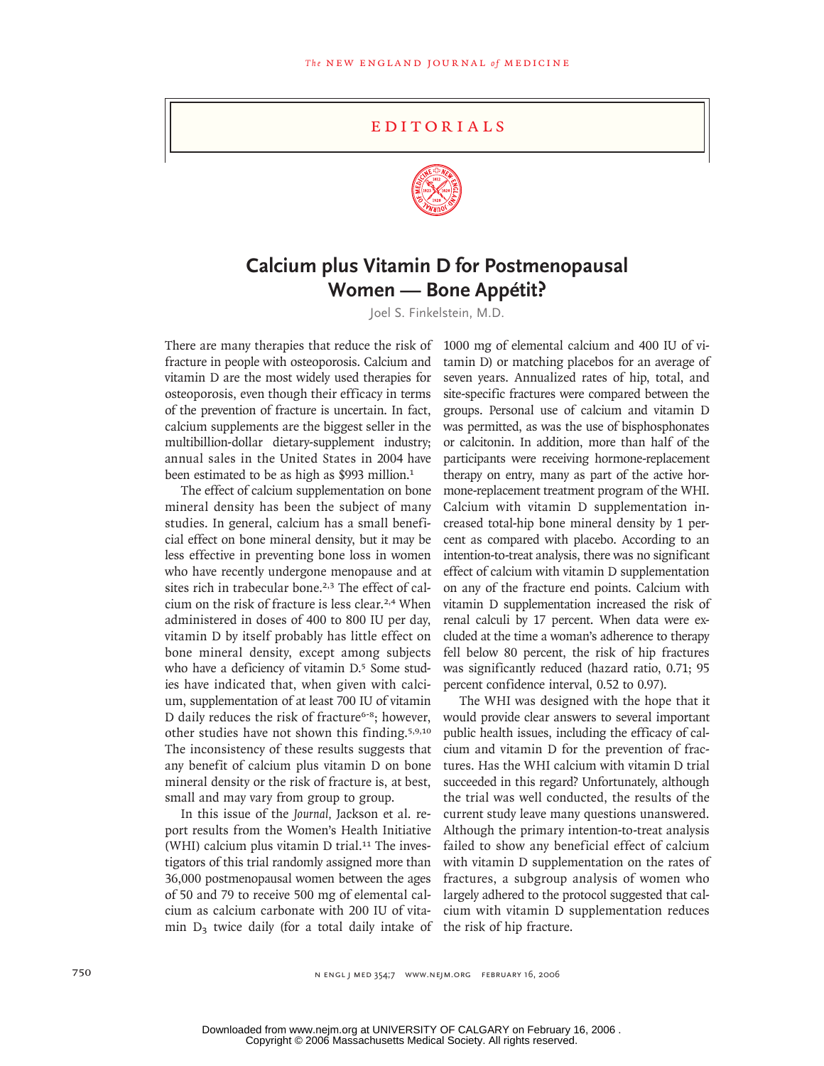# EDITORIALS

## Calcium plus Vitamin D for Postmenopausal Women — Bone Appétit?

Joel S. Finkelstein, M.D.

There are many therapies that reduce the risk of fracture in people with osteoporosis. Calcium and vitamin D are the most widely used therapies for osteoporosis, even though their efficacy in terms of the prevention of fracture is uncertain. In fact, calcium supplements are the biggest seller in the multibillion-dollar dietary-supplement industry; annual sales in the United States in 2004 have been estimated to be as high as $993 million.[1]

The effect of calcium supplementation on bone mineral density has been the subject of many studies. In general, calcium has a small beneficial effect on bone mineral density, but it may be less effective in preventing bone loss in women who have recently undergone menopause and at sites rich in trabecular bone.[2,3] The effect of calcium on the risk of fracture is less clear.[2,4] When administered in doses of 400 to 800 IU per day, vitamin D by itself probably has little effect on bone mineral density, except among subjects who have a deficiency of vitamin D.[5] Some studies have indicated that, when given with calcium, supplementation of at least 700 IU of vitamin D daily reduces the risk of fracture[6-8]; however, other studies have not shown this finding.[5,9,10] The inconsistency of these results suggests that any benefit of calcium plus vitamin D on bone mineral density or the risk of fracture is, at best, small and may vary from group to group.

In this issue of the *Journal,* Jackson et al. report results from the Women's Health Initiative (WHI) calcium plus vitamin D trial.[11] The investigators of this trial randomly assigned more than 36,000 postmenopausal women between the ages of 50 and 79 to receive 500 mg of elemental calcium as calcium carbonate with 200 IU of vitamin $D_3$ twice daily (for a total daily intake of 1000 mg of elemental calcium and 400 IU of vitamin D) or matching placebos for an average of seven years. Annualized rates of hip, total, and site-specific fractures were compared between the groups. Personal use of calcium and vitamin D was permitted, as was the use of bisphosphonates or calcitonin. In addition, more than half of the participants were receiving hormone-replacement therapy on entry, many as part of the active hormone-replacement treatment program of the WHI. Calcium with vitamin D supplementation increased total-hip bone mineral density by 1 percent as compared with placebo. According to an intention-to-treat analysis, there was no significant effect of calcium with vitamin D supplementation on any of the fracture end points. Calcium with vitamin D supplementation increased the risk of renal calculi by 17 percent. When data were excluded at the time a woman's adherence to therapy fell below 80 percent, the risk of hip fractures was significantly reduced (hazard ratio, 0.71; 95 percent confidence interval, 0.52 to 0.97).

The WHI was designed with the hope that it would provide clear answers to several important public health issues, including the efficacy of calcium and vitamin D for the prevention of fractures. Has the WHI calcium with vitamin D trial succeeded in this regard? Unfortunately, although the trial was well conducted, the results of the current study leave many questions unanswered. Although the primary intention-to-treat analysis failed to show any beneficial effect of calcium with vitamin D supplementation on the rates of fractures, a subgroup analysis of women who largely adhered to the protocol suggested that calcium with vitamin D supplementation reduces the risk of hip fracture.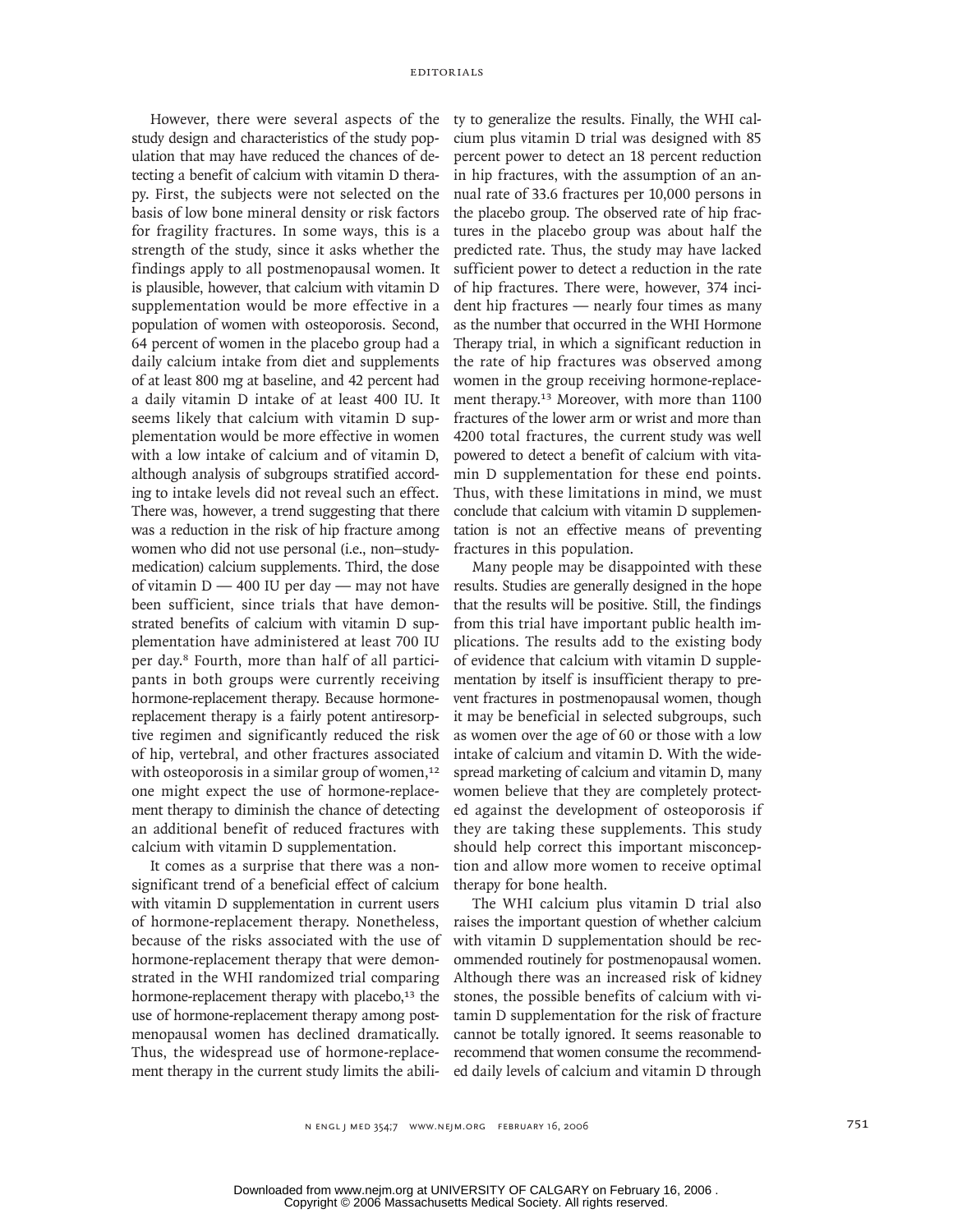However, there were several aspects of the study design and characteristics of the study population that may have reduced the chances of detecting a benefit of calcium with vitamin D therapy. First, the subjects were not selected on the basis of low bone mineral density or risk factors for fragility fractures. In some ways, this is a strength of the study, since it asks whether the findings apply to all postmenopausal women. It is plausible, however, that calcium with vitamin D supplementation would be more effective in a population of women with osteoporosis. Second, 64 percent of women in the placebo group had a daily calcium intake from diet and supplements of at least 800 mg at baseline, and 42 percent had a daily vitamin D intake of at least 400 IU. It seems likely that calcium with vitamin D supplementation would be more effective in women with a low intake of calcium and of vitamin D, although analysis of subgroups stratified according to intake levels did not reveal such an effect. There was, however, a trend suggesting that there was a reduction in the risk of hip fracture among women who did not use personal (i.e., non–study-medication) calcium supplements. Third, the dose of vitamin D — 400 IU per day — may not have been sufficient, since trials that have demonstrated benefits of calcium with vitamin D supplementation have administered at least 700 IU per day.[8] Fourth, more than half of all participants in both groups were currently receiving hormone-replacement therapy. Because hormone-replacement therapy is a fairly potent antiresorptive regimen and significantly reduced the risk of hip, vertebral, and other fractures associated with osteoporosis in a similar group of women,[12] one might expect the use of hormone-replacement therapy to diminish the chance of detecting an additional benefit of reduced fractures with calcium with vitamin D supplementation.

It comes as a surprise that there was a nonsignificant trend of a beneficial effect of calcium with vitamin D supplementation in current users of hormone-replacement therapy. Nonetheless, because of the risks associated with the use of hormone-replacement therapy that were demonstrated in the WHI randomized trial comparing hormone-replacement therapy with placebo,[13] the use of hormone-replacement therapy among postmenopausal women has declined dramatically. Thus, the widespread use of hormone-replacement therapy in the current study limits the ability to generalize the results. Finally, the WHI calcium plus vitamin D trial was designed with 85 percent power to detect an 18 percent reduction in hip fractures, with the assumption of an annual rate of 33.6 fractures per 10,000 persons in the placebo group. The observed rate of hip fractures in the placebo group was about half the predicted rate. Thus, the study may have lacked sufficient power to detect a reduction in the rate of hip fractures. There were, however, 374 incident hip fractures — nearly four times as many as the number that occurred in the WHI Hormone Therapy trial, in which a significant reduction in the rate of hip fractures was observed among women in the group receiving hormone-replacement therapy.[13] Moreover, with more than 1100 fractures of the lower arm or wrist and more than 4200 total fractures, the current study was well powered to detect a benefit of calcium with vitamin D supplementation for these end points. Thus, with these limitations in mind, we must conclude that calcium with vitamin D supplementation is not an effective means of preventing fractures in this population.

Many people may be disappointed with these results. Studies are generally designed in the hope that the results will be positive. Still, the findings from this trial have important public health implications. The results add to the existing body of evidence that calcium with vitamin D supplementation by itself is insufficient therapy to prevent fractures in postmenopausal women, though it may be beneficial in selected subgroups, such as women over the age of 60 or those with a low intake of calcium and vitamin D. With the widespread marketing of calcium and vitamin D, many women believe that they are completely protected against the development of osteoporosis if they are taking these supplements. This study should help correct this important misconception and allow more women to receive optimal therapy for bone health.

The WHI calcium plus vitamin D trial also raises the important question of whether calcium with vitamin D supplementation should be recommended routinely for postmenopausal women. Although there was an increased risk of kidney stones, the possible benefits of calcium with vitamin D supplementation for the risk of fracture cannot be totally ignored. It seems reasonable to recommend that women consume the recommended daily levels of calcium and vitamin D through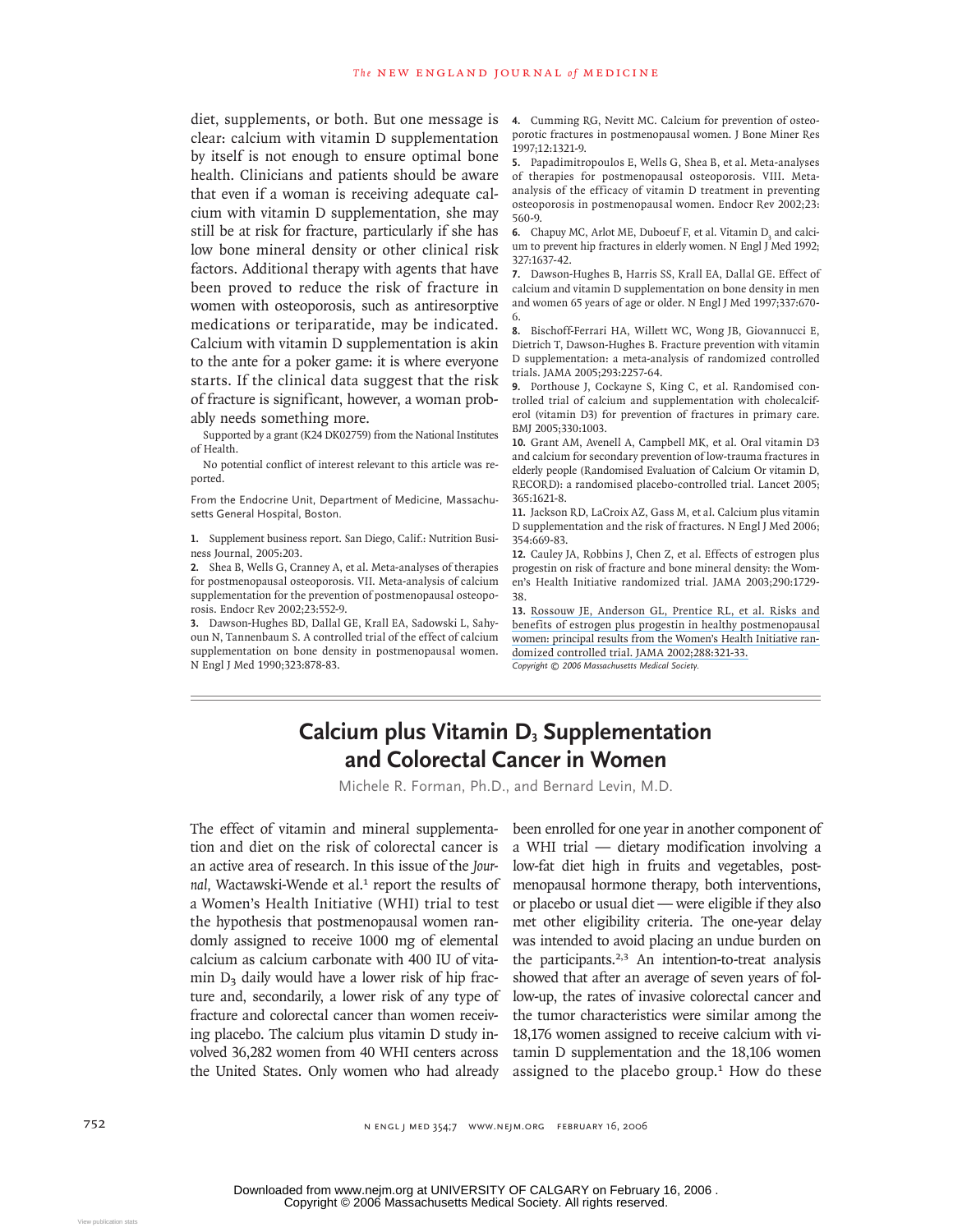diet, supplements, or both. But one message is clear: calcium with vitamin D supplementation by itself is not enough to ensure optimal bone health. Clinicians and patients should be aware that even if a woman is receiving adequate calcium with vitamin D supplementation, she may still be at risk for fracture, particularly if she has low bone mineral density or other clinical risk factors. Additional therapy with agents that have been proved to reduce the risk of fracture in women with osteoporosis, such as antiresorptive medications or teriparatide, may be indicated. Calcium with vitamin D supplementation is akin to the ante for a poker game: it is where everyone starts. If the clinical data suggest that the risk of fracture is significant, however, a woman probably needs something more.

Supported by a grant (K24 DK02759) from the National Institutes of Health.

No potential conflict of interest relevant to this article was reported.

From the Endocrine Unit, Department of Medicine, Massachusetts General Hospital, Boston.

1. Supplement business report. San Diego, Calif.: Nutrition Business Journal, 2005:203.
2. Shea B, Wells G, Cranney A, et al. Meta-analyses of therapies for postmenopausal osteoporosis. VII. Meta-analysis of calcium supplementation for the prevention of postmenopausal osteoporosis. Endocr Rev 2002;23:552-9.
3. Dawson-Hughes BD, Dallal GE, Krall EA, Sadowski L, Sahyoun N, Tannenbaum S. A controlled trial of the effect of calcium supplementation on bone density in postmenopausal women. N Engl J Med 1990;323:878-83.
4. Cumming RG, Nevitt MC. Calcium for prevention of osteoporotic fractures in postmenopausal women. J Bone Miner Res 1997;12:1321-9.
5. Papadimitropoulos E, Wells G, Shea B, et al. Meta-analyses of therapies for postmenopausal osteoporosis. VIII. Meta-analysis of the efficacy of vitamin D treatment in preventing osteoporosis in postmenopausal women. Endocr Rev 2002;23:560-9.
6. Chapuy MC, Arlot ME, Duboeuf F, et al. Vitamin $D_3$ and calcium to prevent hip fractures in elderly women. N Engl J Med 1992;327:1637-42.
7. Dawson-Hughes B, Harris SS, Krall EA, Dallal GE. Effect of calcium and vitamin D supplementation on bone density in men and women 65 years of age or older. N Engl J Med 1997;337:670-6.
8. Bischoff-Ferrari HA, Willett WC, Wong JB, Giovannucci E, Dietrich T, Dawson-Hughes B. Fracture prevention with vitamin D supplementation: a meta-analysis of randomized controlled trials. JAMA 2005;293:2257-64.
9. Porthouse J, Cockayne S, King C, et al. Randomised controlled trial of calcium and supplementation with cholecalciferol (vitamin D3) for prevention of fractures in primary care. BMJ 2005;330:1003.
10. Grant AM, Avenell A, Campbell MK, et al. Oral vitamin D3 and calcium for secondary prevention of low-trauma fractures in elderly people (Randomised Evaluation of Calcium Or vitamin D, RECORD): a randomised placebo-controlled trial. Lancet 2005;365:1621-8.
11. Jackson RD, LaCroix AZ, Gass M, et al. Calcium plus vitamin D supplementation and the risk of fractures. N Engl J Med 2006;354:669-83.
12. Cauley JA, Robbins J, Chen Z, et al. Effects of estrogen plus progestin on risk of fracture and bone mineral density: the Women's Health Initiative randomized trial. JAMA 2003;290:1729-38.
13. Rossouw JE, Anderson GL, Prentice RL, et al. Risks and benefits of estrogen plus progestin in healthy postmenopausal women: principal results from the Women's Health Initiative randomized controlled trial. JAMA 2002;288:321-33.

*Copyright © 2006 Massachusetts Medical Society.*

# Calcium plus Vitamin $D_3$ Supplementation and Colorectal Cancer in Women

Michele R. Forman, Ph.D., and Bernard Levin, M.D.

The effect of vitamin and mineral supplementation and diet on the risk of colorectal cancer is an active area of research. In this issue of the *Journal*, Wactawski-Wende et al.[1] report the results of a Women's Health Initiative (WHI) trial to test the hypothesis that postmenopausal women randomly assigned to receive 1000 mg of elemental calcium as calcium carbonate with 400 IU of vitamin $D_3$ daily would have a lower risk of hip fracture and, secondarily, a lower risk of any type of fracture and colorectal cancer than women receiving placebo. The calcium plus vitamin D study involved 36,282 women from 40 WHI centers across the United States. Only women who had already been enrolled for one year in another component of a WHI trial — dietary modification involving a low-fat diet high in fruits and vegetables, postmenopausal hormone therapy, both interventions, or placebo or usual diet — were eligible if they also met other eligibility criteria. The one-year delay was intended to avoid placing an undue burden on the participants.[2,3] An intention-to-treat analysis showed that after an average of seven years of follow-up, the rates of invasive colorectal cancer and the tumor characteristics were similar among the 18,176 women assigned to receive calcium with vitamin D supplementation and the 18,106 women assigned to the placebo group.[1] How do these